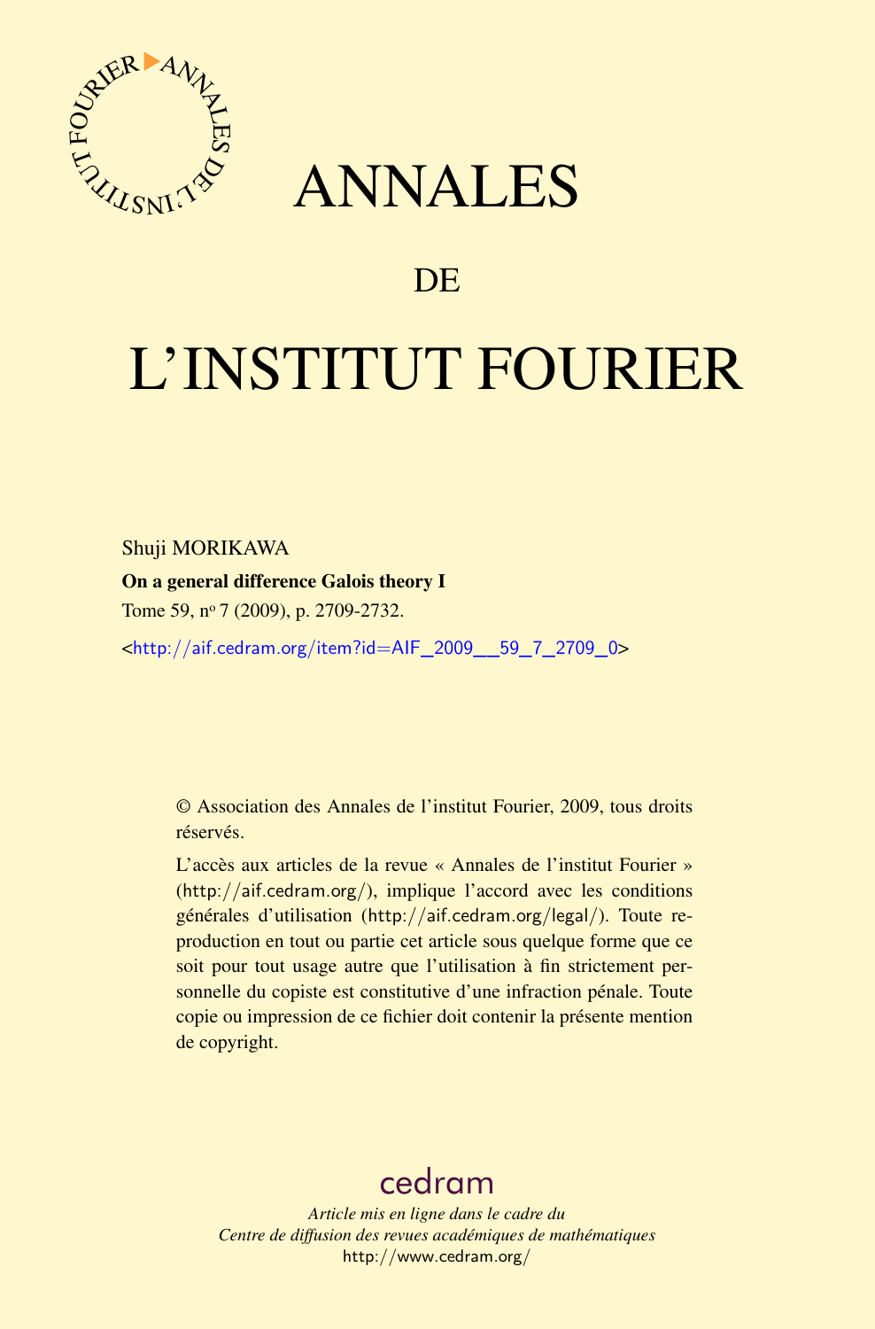# ANNALES

## DE

# L'INSTITUT FOURIER

Shuji MORIKAWA

**On a general difference Galois theory I**

Tome 59, nº 7 (2009), p. 2709-2732.

<http://aif.cedram.org/item?id=AIF_2009__59_7_2709_0>

© Association des Annales de l'institut Fourier, 2009, tous droits réservés.

L'accès aux articles de la revue « Annales de l'institut Fourier » (http://aif.cedram.org/), implique l'accord avec les conditions générales d'utilisation (http://aif.cedram.org/legal/). Toute reproduction en tout ou partie cet article sous quelque forme que ce soit pour tout usage autre que l'utilisation à fin strictement personnelle du copiste est constitutive d'une infraction pénale. Toute copie ou impression de ce fichier doit contenir la présente mention de copyright.

cedram

*Article mis en ligne dans le cadre du*
*Centre de diffusion des revues académiques de mathématiques*
http://www.cedram.org/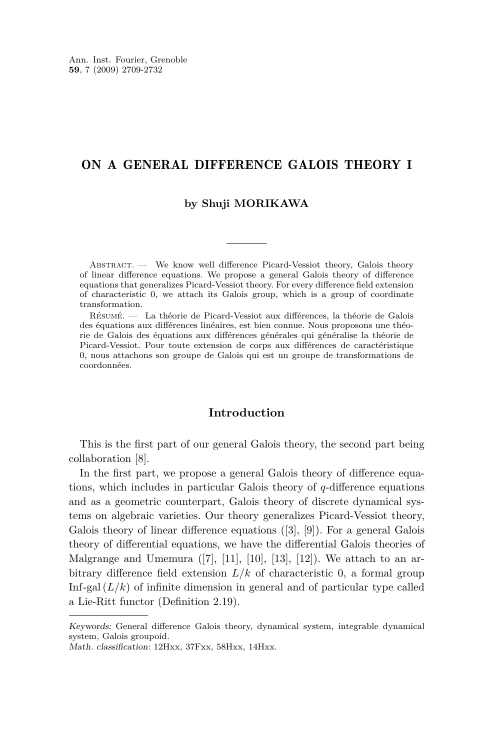# ON A GENERAL DIFFERENCE GALOIS THEORY I

**by Shuji MORIKAWA**

Abstract. — We know well difference Picard-Vessiot theory, Galois theory of linear difference equations. We propose a general Galois theory of difference equations that generalizes Picard-Vessiot theory. For every difference field extension of characteristic 0, we attach its Galois group, which is a group of coordinate transformation.

Résumé. — La théorie de Picard-Vessiot aux différences, la théorie de Galois des équations aux différences linéaires, est bien connue. Nous proposons une théorie de Galois des équations aux différences générales qui généralise la théorie de Picard-Vessiot. Pour toute extension de corps aux différences de caractéristique 0, nous attachons son groupe de Galois qui est un groupe de transformations de coordonnées.

## Introduction

This is the first part of our general Galois theory, the second part being collaboration [8].

In the first part, we propose a general Galois theory of difference equations, which includes in particular Galois theory of $q$-difference equations and as a geometric counterpart, Galois theory of discrete dynamical systems on algebraic varieties. Our theory generalizes Picard-Vessiot theory, Galois theory of linear difference equations ([3], [9]). For a general Galois theory of differential equations, we have the differential Galois theories of Malgrange and Umemura ([7], [11], [10], [13], [12]). We attach to an arbitrary difference field extension $L/k$ of characteristic 0, a formal group $\text{Inf-gal}\,(L/k)$ of infinite dimension in general and of particular type called a Lie-Ritt functor (Definition 2.19).

*Keywords:* General difference Galois theory, dynamical system, integrable dynamical system, Galois groupoid.
*Math. classification:* 12Hxx, 37Fxx, 58Hxx, 14Hxx.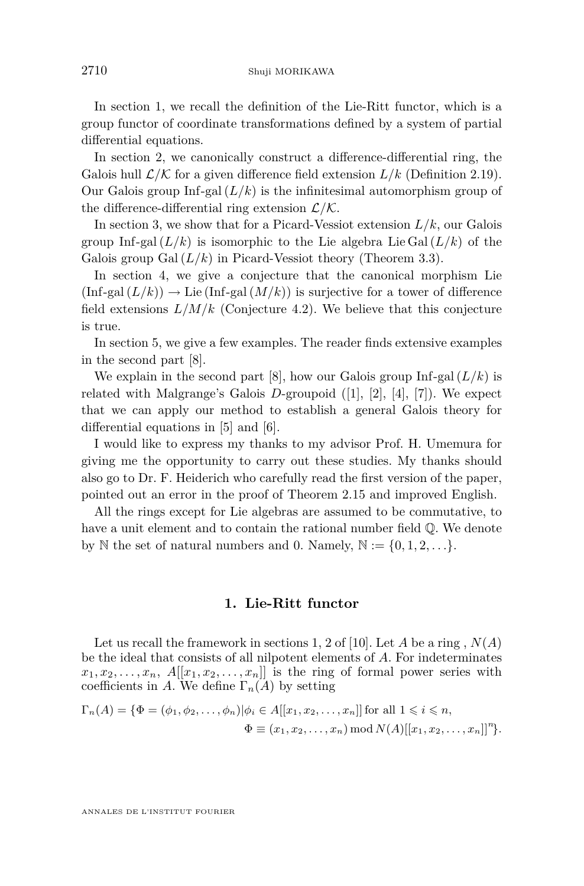In section 1, we recall the definition of the Lie-Ritt functor, which is a group functor of coordinate transformations defined by a system of partial differential equations.

In section 2, we canonically construct a difference-differential ring, the Galois hull $\mathcal{L}/\mathcal{K}$ for a given difference field extension $L/k$ (Definition 2.19). Our Galois group Inf-gal $(L/k)$ is the infinitesimal automorphism group of the difference-differential ring extension $\mathcal{L}/\mathcal{K}$.

In section 3, we show that for a Picard-Vessiot extension $L/k$, our Galois group Inf-gal $(L/k)$ is isomorphic to the Lie algebra Lie Gal $(L/k)$ of the Galois group Gal $(L/k)$ in Picard-Vessiot theory (Theorem 3.3).

In section 4, we give a conjecture that the canonical morphism Lie (Inf-gal $(L/k)$) $\rightarrow$ Lie (Inf-gal $(M/k)$) is surjective for a tower of difference field extensions $L/M/k$ (Conjecture 4.2). We believe that this conjecture is true.

In section 5, we give a few examples. The reader finds extensive examples in the second part [8].

We explain in the second part [8], how our Galois group Inf-gal $(L/k)$ is related with Malgrange's Galois $D$-groupoid ([1], [2], [4], [7]). We expect that we can apply our method to establish a general Galois theory for differential equations in [5] and [6].

I would like to express my thanks to my advisor Prof. H. Umemura for giving me the opportunity to carry out these studies. My thanks should also go to Dr. F. Heiderich who carefully read the first version of the paper, pointed out an error in the proof of Theorem 2.15 and improved English.

All the rings except for Lie algebras are assumed to be commutative, to have a unit element and to contain the rational number field $\mathbb{Q}$. We denote by $\mathbb{N}$ the set of natural numbers and 0. Namely, $\mathbb{N} := \{0, 1, 2, \ldots\}$.

## 1. Lie-Ritt functor

Let us recall the framework in sections 1, 2 of [10]. Let $A$ be a ring , $N(A)$ be the ideal that consists of all nilpotent elements of $A$. For indeterminates $x_1, x_2, \ldots, x_n$, $A[[x_1, x_2, \ldots, x_n]]$ is the ring of formal power series with coefficients in $A$. We define $\Gamma_n(A)$ by setting

$$\Gamma_n(A) = \{\Phi = (\phi_1, \phi_2, \ldots, \phi_n) | \phi_i \in A[[x_1, x_2, \ldots, x_n]] \text{ for all } 1 \leqslant i \leqslant n,$$
$$\Phi \equiv (x_1, x_2, \ldots, x_n) \bmod N(A)[[x_1, x_2, \ldots, x_n]]^n\}.$$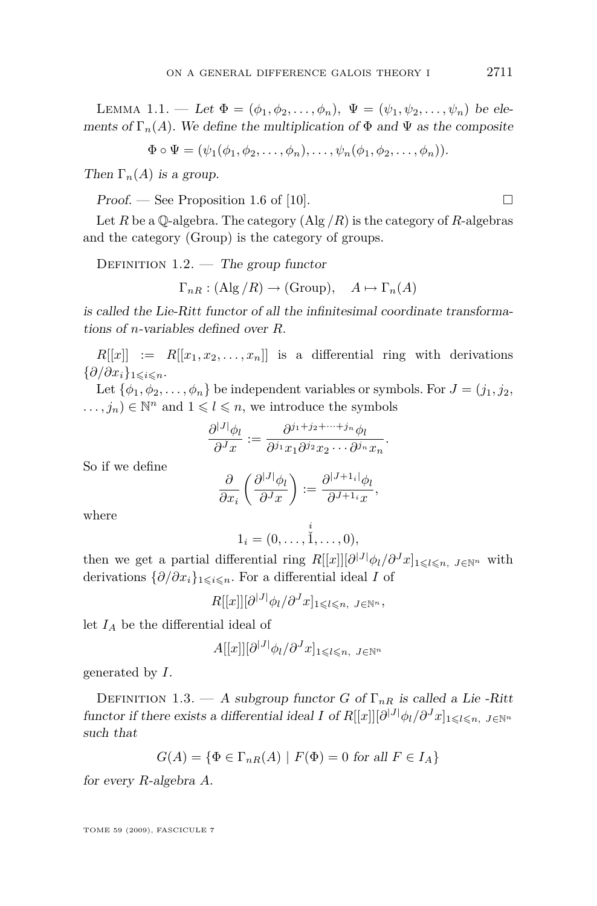Lemma 1.1. — *Let $\Phi = (\phi_1, \phi_2, \dots, \phi_n)$, $\Psi = (\psi_1, \psi_2, \dots, \psi_n)$ be elements of $\Gamma_n(A)$. We define the multiplication of $\Phi$ and $\Psi$ as the composite*

$$\Phi \circ \Psi = (\psi_1(\phi_1, \phi_2, \dots, \phi_n), \dots, \psi_n(\phi_1, \phi_2, \dots, \phi_n)).$$

*Then $\Gamma_n(A)$ is a group.*

*Proof.* — See Proposition 1.6 of [10]. □

Let $R$ be a $\mathbb{Q}$-algebra. The category $(\mathrm{Alg}\,/R)$ is the category of $R$-algebras and the category (Group) is the category of groups.

Definition 1.2. — *The group functor*

$$\Gamma_{nR} : (\mathrm{Alg}\,/R) \to (\mathrm{Group}), \quad A \mapsto \Gamma_n(A)$$

*is called the Lie-Ritt functor of all the infinitesimal coordinate transformations of $n$-variables defined over $R$.*

$R[[x]] := R[[x_1, x_2, \dots, x_n]]$ is a differential ring with derivations $\{\partial/\partial x_i\}_{1 \leqslant i \leqslant n}$.

Let $\{\phi_1, \phi_2, \dots, \phi_n\}$ be independent variables or symbols. For $J = (j_1, j_2, \dots, j_n) \in \mathbb{N}^n$ and $1 \leqslant l \leqslant n$, we introduce the symbols

$$\frac{\partial^{|J|}\phi_l}{\partial^J x} := \frac{\partial^{j_1 + j_2 + \cdots + j_n}\phi_l}{\partial^{j_1}x_1 \partial^{j_2}x_2 \cdots \partial^{j_n}x_n}.$$

So if we define

$$\frac{\partial}{\partial x_i}\left(\frac{\partial^{|J|}\phi_l}{\partial^J x}\right) := \frac{\partial^{|J+1_i|}\phi_l}{\partial^{J+1_i}x},$$

where

$$1_i = (0, \dots, \overset{i}{\check{1}}, \dots, 0),$$

then we get a partial differential ring $R[[x]][\partial^{|J|}\phi_l/\partial^J x]_{1 \leqslant l \leqslant n,\ J \in \mathbb{N}^n}$ with derivations $\{\partial/\partial x_i\}_{1 \leqslant i \leqslant n}$. For a differential ideal $I$ of

$$R[[x]][\partial^{|J|}\phi_l/\partial^J x]_{1 \leqslant l \leqslant n,\ J \in \mathbb{N}^n},$$

let $I_A$ be the differential ideal of

$$A[[x]][\partial^{|J|}\phi_l/\partial^J x]_{1 \leqslant l \leqslant n,\ J \in \mathbb{N}^n}$$

generated by $I$.

Definition 1.3. — *A subgroup functor $G$ of $\Gamma_{nR}$ is called a Lie -Ritt functor if there exists a differential ideal $I$ of $R[[x]][\partial^{|J|}\phi_l/\partial^J x]_{1 \leqslant l \leqslant n,\ J \in \mathbb{N}^n}$ such that*

$$G(A) = \{\Phi \in \Gamma_{nR}(A) \mid F(\Phi) = 0 \text{ for all } F \in I_A\}$$

*for every $R$-algebra $A$.*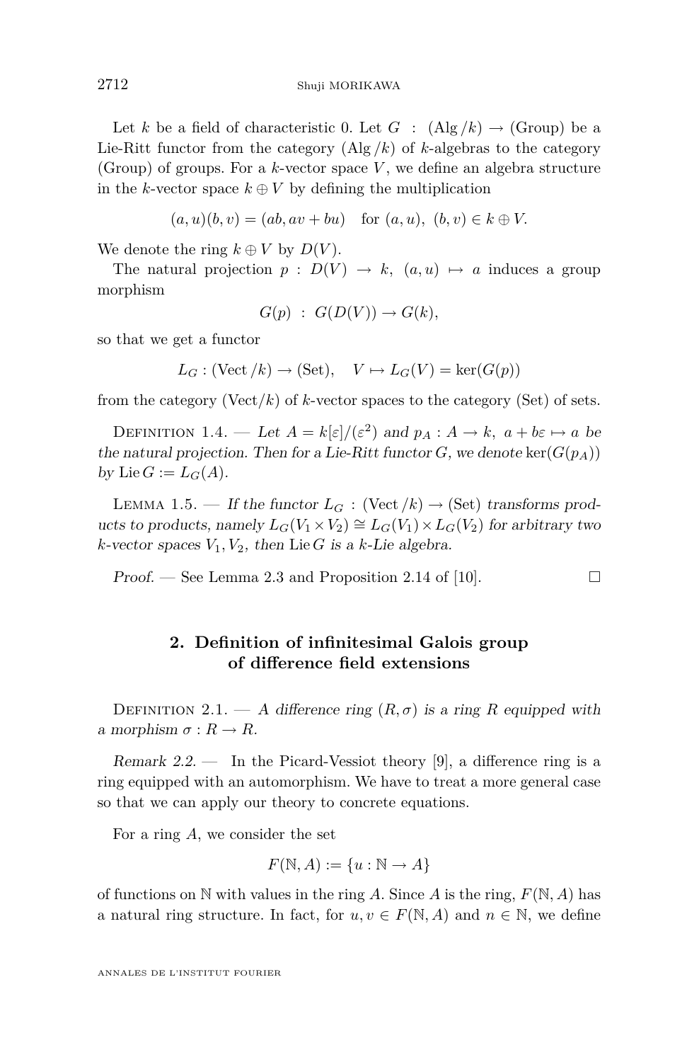Let $k$ be a field of characteristic 0. Let $G : (\mathrm{Alg}/k) \to (\mathrm{Group})$ be a Lie-Ritt functor from the category $(\mathrm{Alg}/k)$ of $k$-algebras to the category (Group) of groups. For a $k$-vector space $V$, we define an algebra structure in the $k$-vector space $k \oplus V$ by defining the multiplication

$$(a, u)(b, v) = (ab, av + bu) \quad \text{for } (a, u),\ (b, v) \in k \oplus V.$$

We denote the ring $k \oplus V$ by $D(V)$.

The natural projection $p : D(V) \to k,\ (a, u) \mapsto a$ induces a group morphism

$$G(p) \ : \ G(D(V)) \to G(k),$$

so that we get a functor

$$L_G : (\mathrm{Vect}/k) \to (\mathrm{Set}), \quad V \mapsto L_G(V) = \ker(G(p))$$

from the category $(\mathrm{Vect}/k)$ of $k$-vector spaces to the category (Set) of sets.

Definition 1.4. — *Let $A = k[\varepsilon]/(\varepsilon^2)$ and $p_A : A \to k,\ a + b\varepsilon \mapsto a$ be the natural projection. Then for a Lie-Ritt functor $G$, we denote* $\ker(G(p_A))$ *by* $\mathrm{Lie}\, G := L_G(A)$.

Lemma 1.5. — *If the functor $L_G : (\mathrm{Vect}/k) \to (\mathrm{Set})$ transforms products to products, namely $L_G(V_1 \times V_2) \cong L_G(V_1) \times L_G(V_2)$ for arbitrary two $k$-vector spaces $V_1, V_2$, then* $\mathrm{Lie}\, G$ *is a $k$-Lie algebra.*

*Proof.* — See Lemma 2.3 and Proposition 2.14 of [10]. □

## 2. Definition of infinitesimal Galois group of difference field extensions

Definition 2.1. — *A difference ring $(R, \sigma)$ is a ring $R$ equipped with a morphism $\sigma : R \to R$.*

*Remark 2.2.* — In the Picard-Vessiot theory [9], a difference ring is a ring equipped with an automorphism. We have to treat a more general case so that we can apply our theory to concrete equations.

For a ring $A$, we consider the set

$$F(\mathbb{N}, A) := \{u : \mathbb{N} \to A\}$$

of functions on $\mathbb{N}$ with values in the ring $A$. Since $A$ is the ring, $F(\mathbb{N}, A)$ has a natural ring structure. In fact, for $u, v \in F(\mathbb{N}, A)$ and $n \in \mathbb{N}$, we define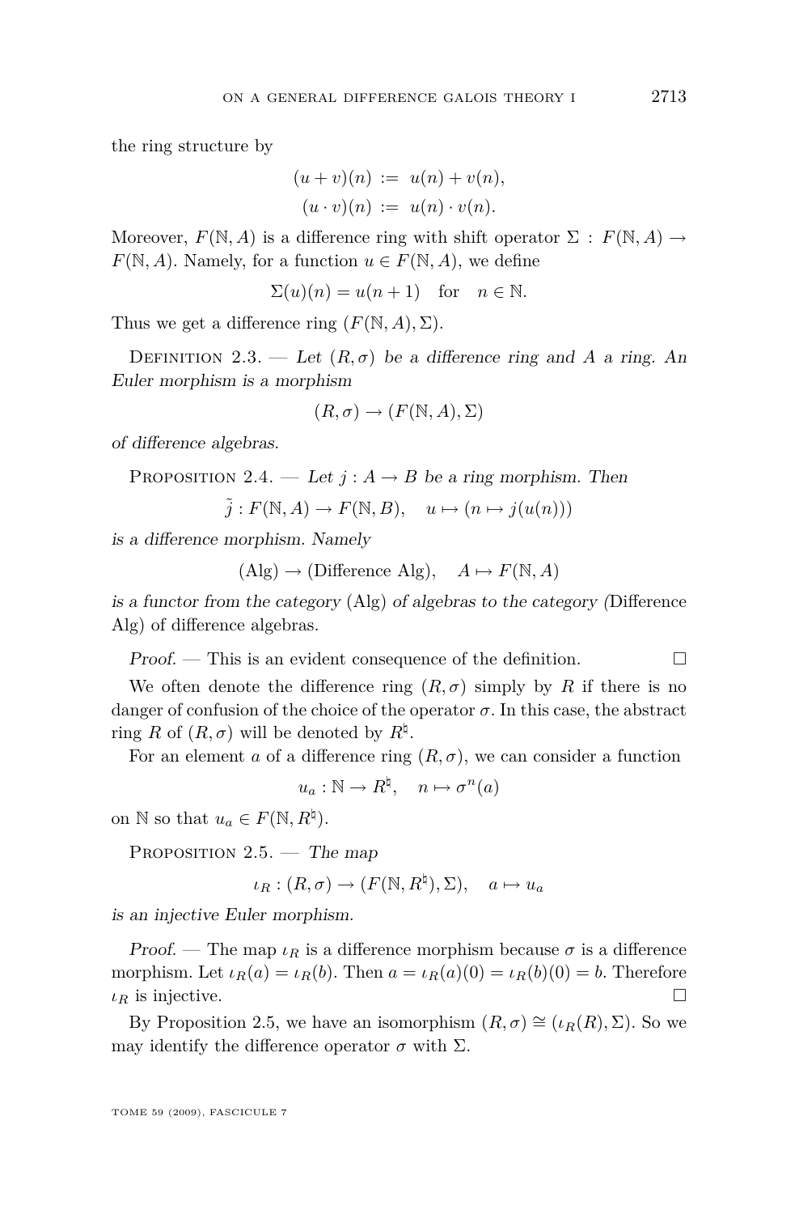the ring structure by

$$\begin{aligned}(u+v)(n) &:= u(n)+v(n),\\ (u\cdot v)(n) &:= u(n)\cdot v(n).\end{aligned}$$

Moreover, $F(\mathbb{N}, A)$ is a difference ring with shift operator $\Sigma : F(\mathbb{N}, A) \to F(\mathbb{N}, A)$. Namely, for a function $u \in F(\mathbb{N}, A)$, we define

$$\Sigma(u)(n) = u(n+1) \quad \text{for} \quad n \in \mathbb{N}.$$

Thus we get a difference ring $(F(\mathbb{N}, A), \Sigma)$.

Definition 2.3. — *Let $(R, \sigma)$ be a difference ring and $A$ a ring. An Euler morphism is a morphism*

$$(R, \sigma) \to (F(\mathbb{N}, A), \Sigma)$$

*of difference algebras.*

Proposition 2.4. — *Let $j : A \to B$ be a ring morphism. Then*

$$\tilde{j} : F(\mathbb{N}, A) \to F(\mathbb{N}, B), \quad u \mapsto (n \mapsto j(u(n)))$$

*is a difference morphism. Namely*

$$(\text{Alg}) \to (\text{Difference Alg}), \quad A \mapsto F(\mathbb{N}, A)$$

*is a functor from the category* (Alg) *of algebras to the category (*Difference Alg) of difference algebras.

*Proof.* — This is an evident consequence of the definition. □

We often denote the difference ring $(R, \sigma)$ simply by $R$ if there is no danger of confusion of the choice of the operator $\sigma$. In this case, the abstract ring $R$ of $(R, \sigma)$ will be denoted by $R^\natural$.

For an element $a$ of a difference ring $(R, \sigma)$, we can consider a function

$$u_a : \mathbb{N} \to R^\natural, \quad n \mapsto \sigma^n(a)$$

on $\mathbb{N}$ so that $u_a \in F(\mathbb{N}, R^\natural)$.

Proposition 2.5. — *The map*

$$\iota_R : (R, \sigma) \to (F(\mathbb{N}, R^\natural), \Sigma), \quad a \mapsto u_a$$

*is an injective Euler morphism.*

*Proof.* — The map $\iota_R$ is a difference morphism because $\sigma$ is a difference morphism. Let $\iota_R(a) = \iota_R(b)$. Then $a = \iota_R(a)(0) = \iota_R(b)(0) = b$. Therefore $\iota_R$ is injective. □

By Proposition 2.5, we have an isomorphism $(R, \sigma) \cong (\iota_R(R), \Sigma)$. So we may identify the difference operator $\sigma$ with $\Sigma$.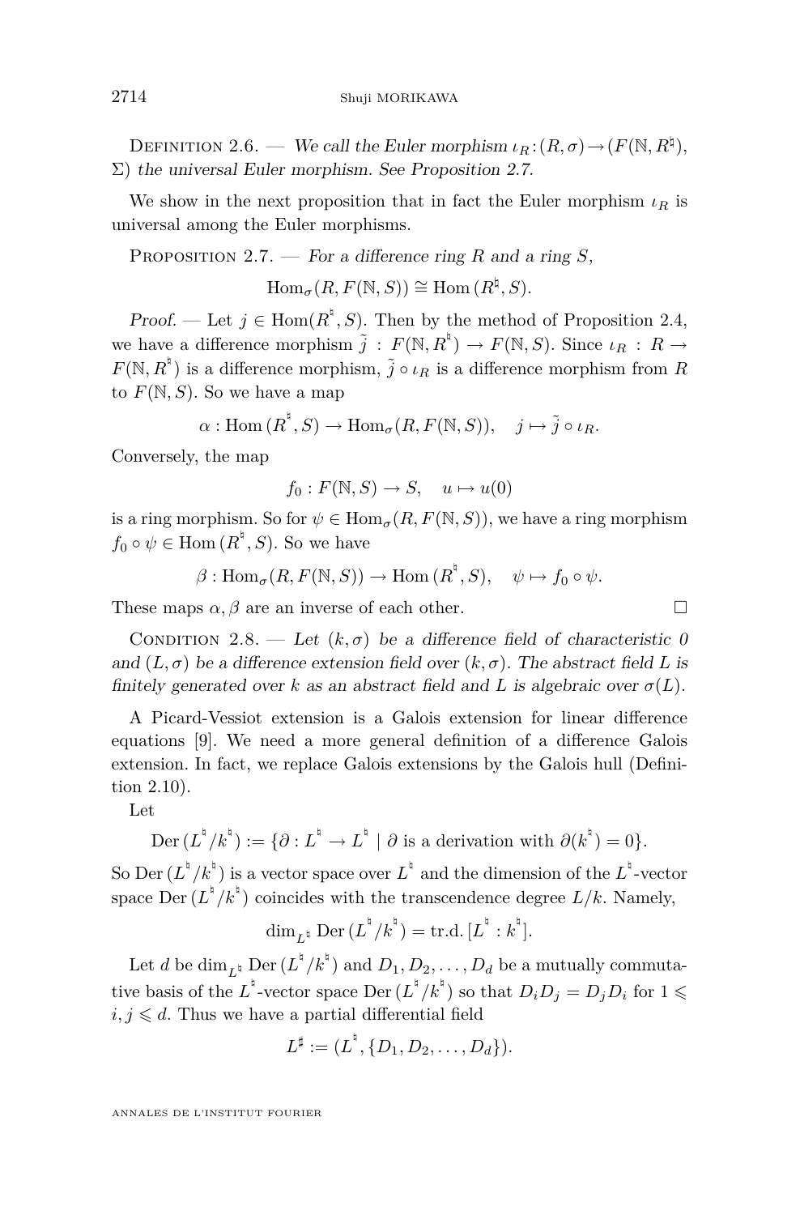Definition 2.6. — *We call the Euler morphism $\iota_R : (R, \sigma) \to (F(\mathbb{N}, R^\natural), \Sigma)$ the universal Euler morphism. See Proposition 2.7.*

We show in the next proposition that in fact the Euler morphism $\iota_R$ is universal among the Euler morphisms.

Proposition 2.7. — *For a difference ring $R$ and a ring $S$,*

$$\mathrm{Hom}_\sigma(R, F(\mathbb{N}, S)) \cong \mathrm{Hom}\,(R^\natural, S).$$

*Proof.* — Let $j \in \mathrm{Hom}(R^\natural, S)$. Then by the method of Proposition 2.4, we have a difference morphism $\tilde{j} : F(\mathbb{N}, R^\natural) \to F(\mathbb{N}, S)$. Since $\iota_R : R \to F(\mathbb{N}, R^\natural)$ is a difference morphism, $\tilde{j} \circ \iota_R$ is a difference morphism from $R$ to $F(\mathbb{N}, S)$. So we have a map

$$\alpha : \mathrm{Hom}\,(R^\natural, S) \to \mathrm{Hom}_\sigma(R, F(\mathbb{N}, S)), \quad j \mapsto \tilde{j} \circ \iota_R.$$

Conversely, the map

$$f_0 : F(\mathbb{N}, S) \to S, \quad u \mapsto u(0)$$

is a ring morphism. So for $\psi \in \mathrm{Hom}_\sigma(R, F(\mathbb{N}, S))$, we have a ring morphism $f_0 \circ \psi \in \mathrm{Hom}\,(R^\natural, S)$. So we have

$$\beta : \mathrm{Hom}_\sigma(R, F(\mathbb{N}, S)) \to \mathrm{Hom}\,(R^\natural, S), \quad \psi \mapsto f_0 \circ \psi.$$

These maps $\alpha, \beta$ are an inverse of each other. $\square$

Condition 2.8. — *Let $(k, \sigma)$ be a difference field of characteristic 0 and $(L, \sigma)$ be a difference extension field over $(k, \sigma)$. The abstract field $L$ is finitely generated over $k$ as an abstract field and $L$ is algebraic over $\sigma(L)$.*

A Picard-Vessiot extension is a Galois extension for linear difference equations [9]. We need a more general definition of a difference Galois extension. In fact, we replace Galois extensions by the Galois hull (Definition 2.10).

Let

$$\mathrm{Der}\,(L^\natural / k^\natural) := \{\partial : L^\natural \to L^\natural \mid \partial \text{ is a derivation with } \partial(k^\natural) = 0\}.$$

So $\mathrm{Der}\,(L^\natural / k^\natural)$ is a vector space over $L^\natural$ and the dimension of the $L^\natural$-vector space $\mathrm{Der}\,(L^\natural / k^\natural)$ coincides with the transcendence degree $L/k$. Namely,

$$\dim_{L^\natural} \mathrm{Der}\,(L^\natural / k^\natural) = \mathrm{tr.d.}\,[L^\natural : k^\natural].$$

Let $d$ be $\dim_{L^\natural} \mathrm{Der}\,(L^\natural / k^\natural)$ and $D_1, D_2, \ldots, D_d$ be a mutually commutative basis of the $L^\natural$-vector space $\mathrm{Der}\,(L^\natural / k^\natural)$ so that $D_i D_j = D_j D_i$ for $1 \leqslant i, j \leqslant d$. Thus we have a partial differential field

$$L^\sharp := (L^\natural, \{D_1, D_2, \ldots, D_d\}).$$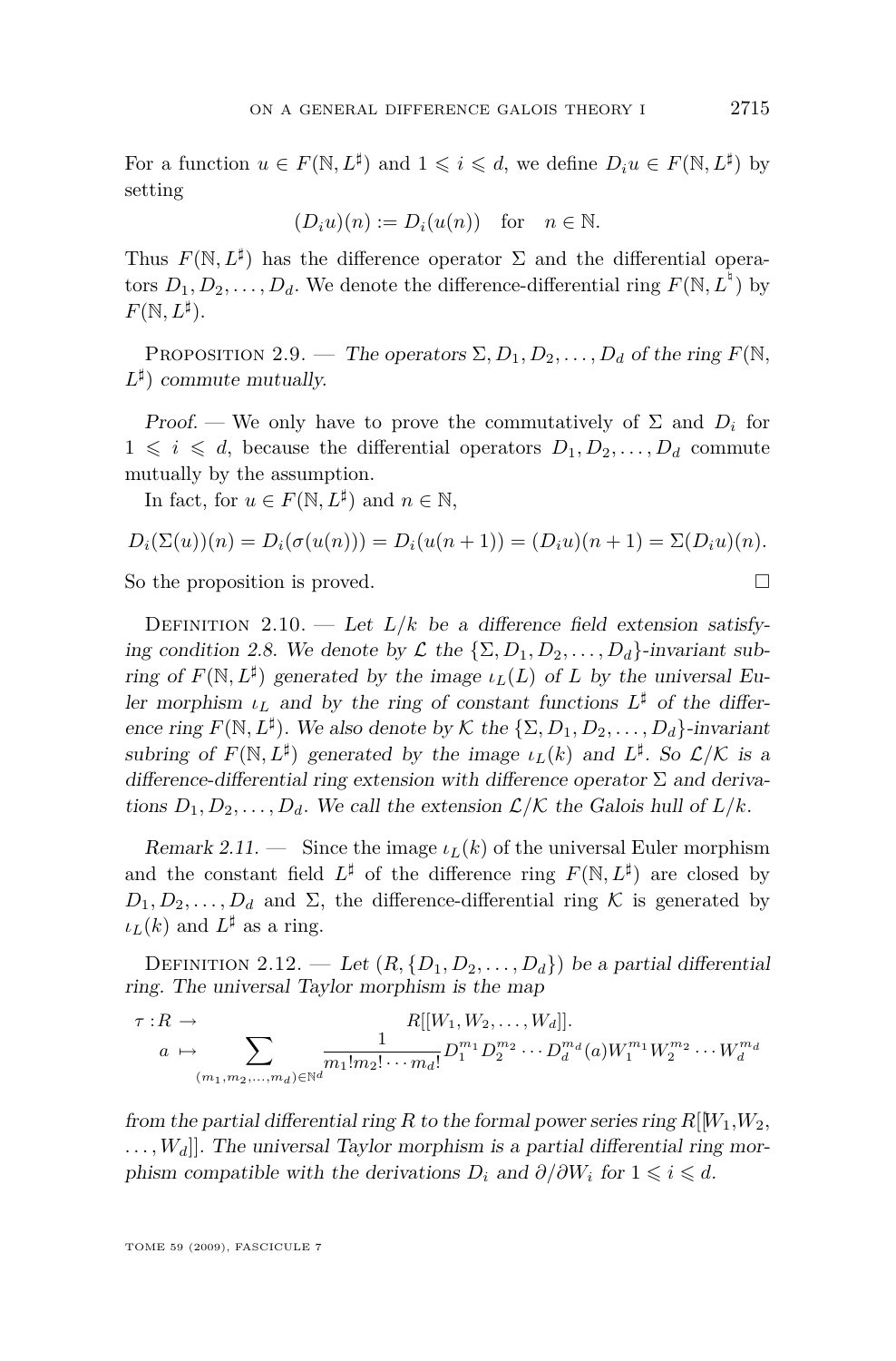For a function $u \in F(\mathbb{N}, L^\sharp)$ and $1 \leqslant i \leqslant d$, we define $D_i u \in F(\mathbb{N}, L^\sharp)$ by setting

$$(D_i u)(n) := D_i(u(n)) \quad \text{for} \quad n \in \mathbb{N}.$$

Thus $F(\mathbb{N}, L^\sharp)$ has the difference operator $\Sigma$ and the differential operators $D_1, D_2, \dots, D_d$. We denote the difference-differential ring $F(\mathbb{N}, L^\natural)$ by $F(\mathbb{N}, L^\sharp)$.

Proposition 2.9. — *The operators $\Sigma, D_1, D_2, \dots, D_d$ of the ring $F(\mathbb{N}, L^\sharp)$ commute mutually.*

*Proof.* — We only have to prove the commutatively of $\Sigma$ and $D_i$ for $1 \leqslant i \leqslant d$, because the differential operators $D_1, D_2, \dots, D_d$ commute mutually by the assumption.

In fact, for $u \in F(\mathbb{N}, L^\sharp)$ and $n \in \mathbb{N}$,

$$D_i(\Sigma(u))(n) = D_i(\sigma(u(n))) = D_i(u(n+1)) = (D_i u)(n+1) = \Sigma(D_i u)(n).$$

So the proposition is proved. □

Definition 2.10. — *Let $L/k$ be a difference field extension satisfying condition 2.8. We denote by $\mathcal{L}$ the $\{\Sigma, D_1, D_2, \dots, D_d\}$-invariant subring of $F(\mathbb{N}, L^\sharp)$ generated by the image $\iota_L(L)$ of $L$ by the universal Euler morphism $\iota_L$ and by the ring of constant functions $L^\sharp$ of the difference ring $F(\mathbb{N}, L^\sharp)$. We also denote by $\mathcal{K}$ the $\{\Sigma, D_1, D_2, \dots, D_d\}$-invariant subring of $F(\mathbb{N}, L^\sharp)$ generated by the image $\iota_L(k)$ and $L^\sharp$. So $\mathcal{L}/\mathcal{K}$ is a difference-differential ring extension with difference operator $\Sigma$ and derivations $D_1, D_2, \dots, D_d$. We call the extension $\mathcal{L}/\mathcal{K}$ the Galois hull of $L/k$.*

*Remark 2.11.* — Since the image $\iota_L(k)$ of the universal Euler morphism and the constant field $L^\sharp$ of the difference ring $F(\mathbb{N}, L^\sharp)$ are closed by $D_1, D_2, \dots, D_d$ and $\Sigma$, the difference-differential ring $\mathcal{K}$ is generated by $\iota_L(k)$ and $L^\sharp$ as a ring.

Definition 2.12. — *Let $(R, \{D_1, D_2, \dots, D_d\})$ be a partial differential ring. The universal Taylor morphism is the map*

$$\begin{aligned} \tau : R &\to R[[W_1, W_2, \dots, W_d]]. \\ a &\mapsto \sum_{(m_1, m_2, \dots, m_d) \in \mathbb{N}^d} \frac{1}{m_1! m_2! \cdots m_d!} D_1^{m_1} D_2^{m_2} \cdots D_d^{m_d}(a) W_1^{m_1} W_2^{m_2} \cdots W_d^{m_d} \end{aligned}$$

*from the partial differential ring $R$ to the formal power series ring $R[[W_1, W_2, \dots, W_d]]$. The universal Taylor morphism is a partial differential ring morphism compatible with the derivations $D_i$ and $\partial/\partial W_i$ for $1 \leqslant i \leqslant d$.*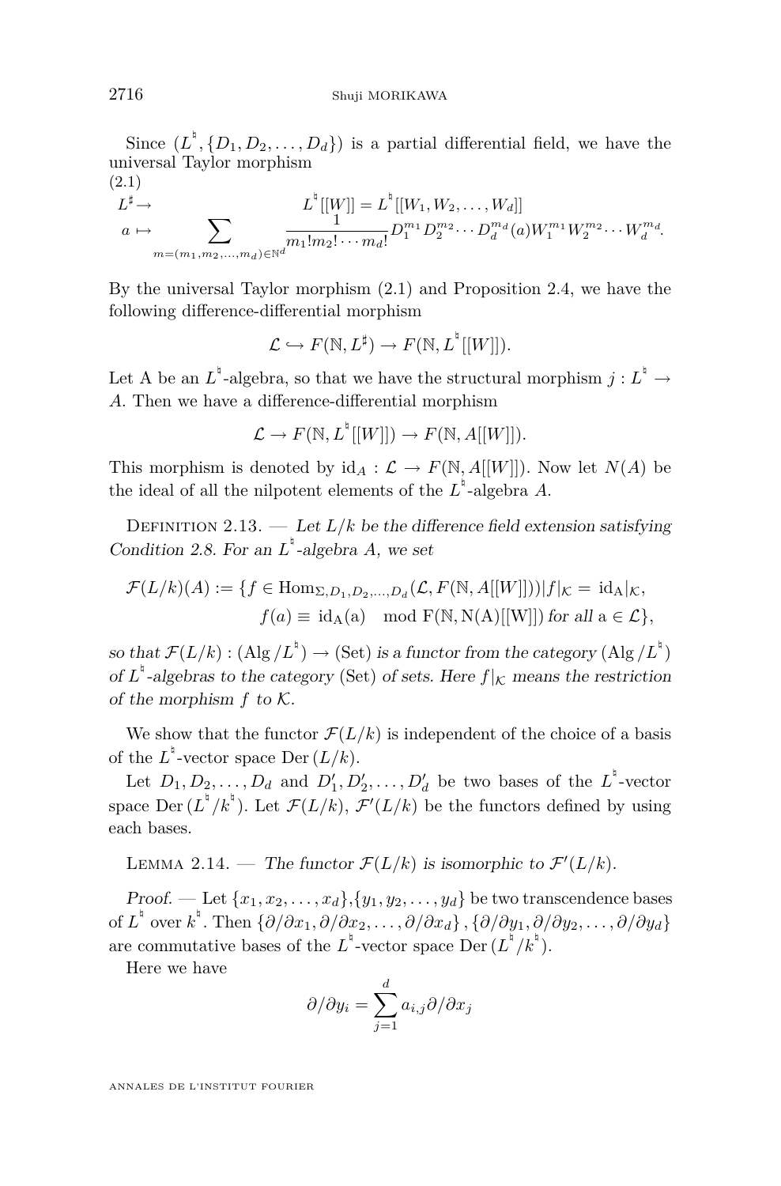Since $(L^\natural, \{D_1, D_2, \ldots, D_d\})$ is a partial differential field, we have the universal Taylor morphism

(2.1)
$$\begin{array}{rcl} L^\sharp \to & & L^\natural[[W]] = L^\natural[[W_1, W_2, \ldots, W_d]] \\ a \mapsto & \displaystyle\sum_{m=(m_1,m_2,\ldots,m_d)\in\mathbb{N}^d} & \dfrac{1}{m_1! m_2! \cdots m_d!} D_1^{m_1} D_2^{m_2} \cdots D_d^{m_d}(a) W_1^{m_1} W_2^{m_2} \cdots W_d^{m_d}. \end{array}$$

By the universal Taylor morphism (2.1) and Proposition 2.4, we have the following difference-differential morphism

$$\mathcal{L} \hookrightarrow F(\mathbb{N}, L^\sharp) \to F(\mathbb{N}, L^\natural[[W]]).$$

Let A be an $L^\natural$-algebra, so that we have the structural morphism $j : L^\natural \to A$. Then we have a difference-differential morphism

$$\mathcal{L} \to F(\mathbb{N}, L^\natural[[W]]) \to F(\mathbb{N}, A[[W]]).$$

This morphism is denoted by $\mathrm{id}_A : \mathcal{L} \to F(\mathbb{N}, A[[W]])$. Now let $N(A)$ be the ideal of all the nilpotent elements of the $L^\natural$-algebra $A$.

Definition 2.13. — *Let $L/k$ be the difference field extension satisfying Condition 2.8. For an $L^\natural$-algebra $A$, we set*

$$\begin{aligned} \mathcal{F}(L/k)(A) := \{ f \in \mathrm{Hom}_{\Sigma, D_1, D_2, \ldots, D_d}(\mathcal{L}, F(\mathbb{N}, A[[W]])) | f|_{\mathcal{K}} = \mathrm{id}_A|_{\mathcal{K}}, \\ f(a) \equiv \mathrm{id}_A(a) \mod F(\mathbb{N}, N(A)[[W]]) \text{ for all } a \in \mathcal{L}\}, \end{aligned}$$

*so that $\mathcal{F}(L/k) : (\mathrm{Alg}/L^\natural) \to (\mathrm{Set})$ is a functor from the category $(\mathrm{Alg}/L^\natural)$ of $L^\natural$-algebras to the category $(\mathrm{Set})$ of sets. Here $f|_{\mathcal{K}}$ means the restriction of the morphism $f$ to $\mathcal{K}$.*

We show that the functor $\mathcal{F}(L/k)$ is independent of the choice of a basis of the $L^\natural$-vector space $\mathrm{Der}\,(L/k)$.

Let $D_1, D_2, \ldots, D_d$ and $D'_1, D'_2, \ldots, D'_d$ be two bases of the $L^\natural$-vector space $\mathrm{Der}\,(L^\natural/k^\natural)$. Let $\mathcal{F}(L/k)$, $\mathcal{F}'(L/k)$ be the functors defined by using each bases.

Lemma 2.14. — *The functor $\mathcal{F}(L/k)$ is isomorphic to $\mathcal{F}'(L/k)$.*

*Proof.* — Let $\{x_1, x_2, \ldots, x_d\}$,$\{y_1, y_2, \ldots, y_d\}$ be two transcendence bases of $L^\natural$ over $k^\natural$. Then $\{\partial/\partial x_1, \partial/\partial x_2, \ldots, \partial/\partial x_d\}$ , $\{\partial/\partial y_1, \partial/\partial y_2, \ldots, \partial/\partial y_d\}$ are commutative bases of the $L^\natural$-vector space $\mathrm{Der}\,(L^\natural/k^\natural)$.

Here we have

$$\partial/\partial y_i = \sum_{j=1}^{d} a_{i,j} \partial/\partial x_j$$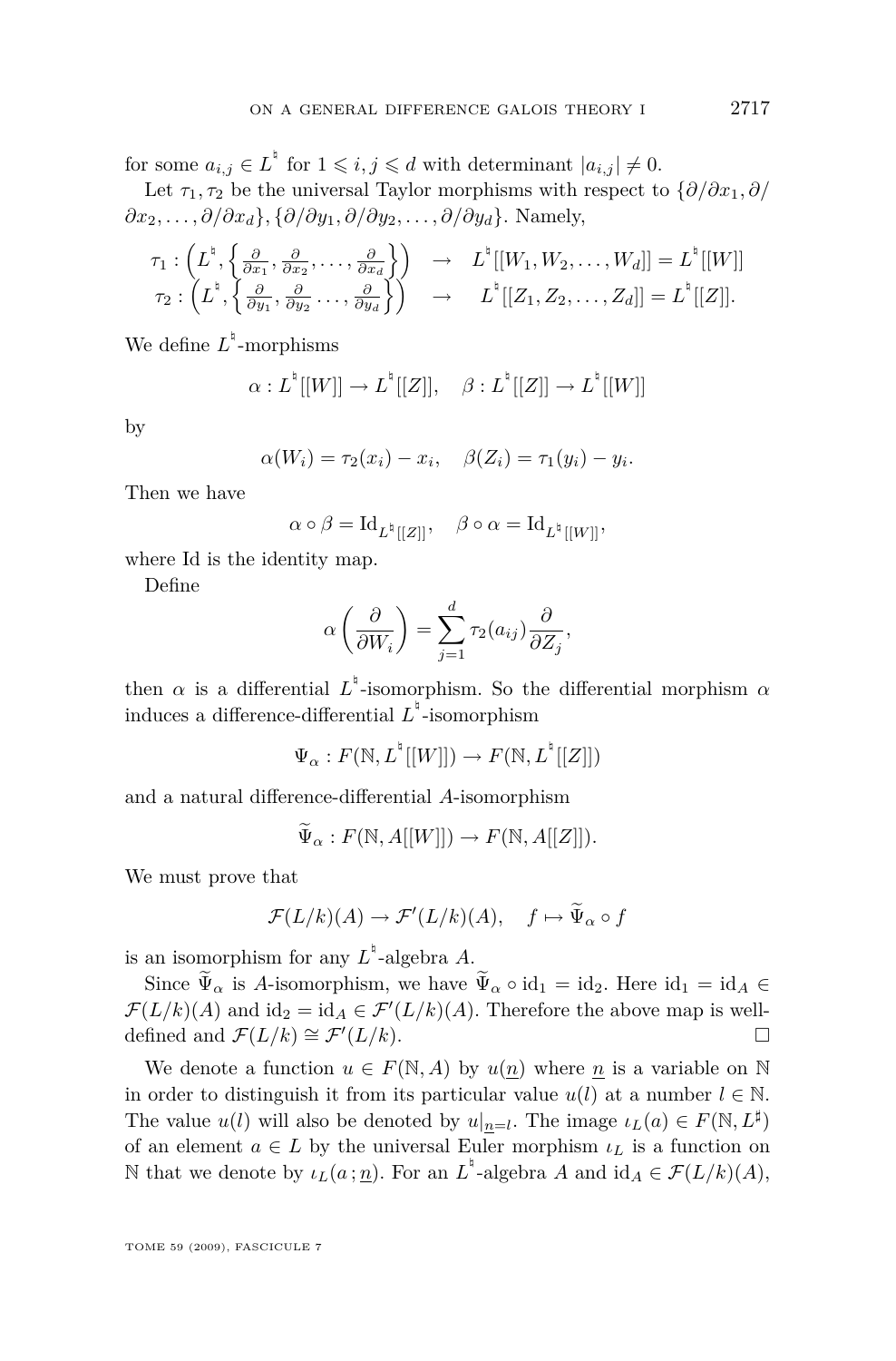for some $a_{i,j} \in L^{\natural}$ for $1 \leqslant i, j \leqslant d$ with determinant $|a_{i,j}| \neq 0$.

Let $\tau_1, \tau_2$ be the universal Taylor morphisms with respect to $\{\partial/\partial x_1, \partial/\partial x_2, \ldots, \partial/\partial x_d\}, \{\partial/\partial y_1, \partial/\partial y_2, \ldots, \partial/\partial y_d\}$. Namely,

$$\begin{array}{rcl}\tau_1 : \left(L^{\natural}, \left\{\frac{\partial}{\partial x_1}, \frac{\partial}{\partial x_2}, \ldots, \frac{\partial}{\partial x_d}\right\}\right) & \to & L^{\natural}[[W_1, W_2, \ldots, W_d]] = L^{\natural}[[W]] \\ \tau_2 : \left(L^{\natural}, \left\{\frac{\partial}{\partial y_1}, \frac{\partial}{\partial y_2} \ldots, \frac{\partial}{\partial y_d}\right\}\right) & \to & L^{\natural}[[Z_1, Z_2, \ldots, Z_d]] = L^{\natural}[[Z]].\end{array}$$

We define $L^{\natural}$-morphisms

$$\alpha : L^{\natural}[[W]] \to L^{\natural}[[Z]], \quad \beta : L^{\natural}[[Z]] \to L^{\natural}[[W]]$$

by

$$\alpha(W_i) = \tau_2(x_i) - x_i, \quad \beta(Z_i) = \tau_1(y_i) - y_i.$$

Then we have

$$\alpha \circ \beta = \mathrm{Id}_{L^{\natural}[[Z]]}, \quad \beta \circ \alpha = \mathrm{Id}_{L^{\natural}[[W]]},$$

where Id is the identity map.

Define

$$\alpha\left(\frac{\partial}{\partial W_i}\right) = \sum_{j=1}^{d} \tau_2(a_{ij}) \frac{\partial}{\partial Z_j},$$

then $\alpha$ is a differential $L^{\natural}$-isomorphism. So the differential morphism $\alpha$ induces a difference-differential $L^{\natural}$-isomorphism

$$\Psi_\alpha : F(\mathbb{N}, L^{\natural}[[W]]) \to F(\mathbb{N}, L^{\natural}[[Z]])$$

and a natural difference-differential $A$-isomorphism

$$\widetilde{\Psi}_\alpha : F(\mathbb{N}, A[[W]]) \to F(\mathbb{N}, A[[Z]]).$$

We must prove that

$$\mathcal{F}(L/k)(A) \to \mathcal{F}'(L/k)(A), \quad f \mapsto \widetilde{\Psi}_\alpha \circ f$$

is an isomorphism for any $L^{\natural}$-algebra $A$.

Since $\widetilde{\Psi}_\alpha$ is $A$-isomorphism, we have $\widetilde{\Psi}_\alpha \circ \mathrm{id}_1 = \mathrm{id}_2$. Here $\mathrm{id}_1 = \mathrm{id}_A \in \mathcal{F}(L/k)(A)$ and $\mathrm{id}_2 = \mathrm{id}_A \in \mathcal{F}'(L/k)(A)$. Therefore the above map is well-defined and $\mathcal{F}(L/k) \cong \mathcal{F}'(L/k)$. □

We denote a function $u \in F(\mathbb{N}, A)$ by $u(\underline{n})$ where $\underline{n}$ is a variable on $\mathbb{N}$ in order to distinguish it from its particular value $u(l)$ at a number $l \in \mathbb{N}$. The value $u(l)$ will also be denoted by $u|_{\underline{n}=l}$. The image $\iota_L(a) \in F(\mathbb{N}, L^{\sharp})$ of an element $a \in L$ by the universal Euler morphism $\iota_L$ is a function on $\mathbb{N}$ that we denote by $\iota_L(a\,; \underline{n})$. For an $L^{\natural}$-algebra $A$ and $\mathrm{id}_A \in \mathcal{F}(L/k)(A)$,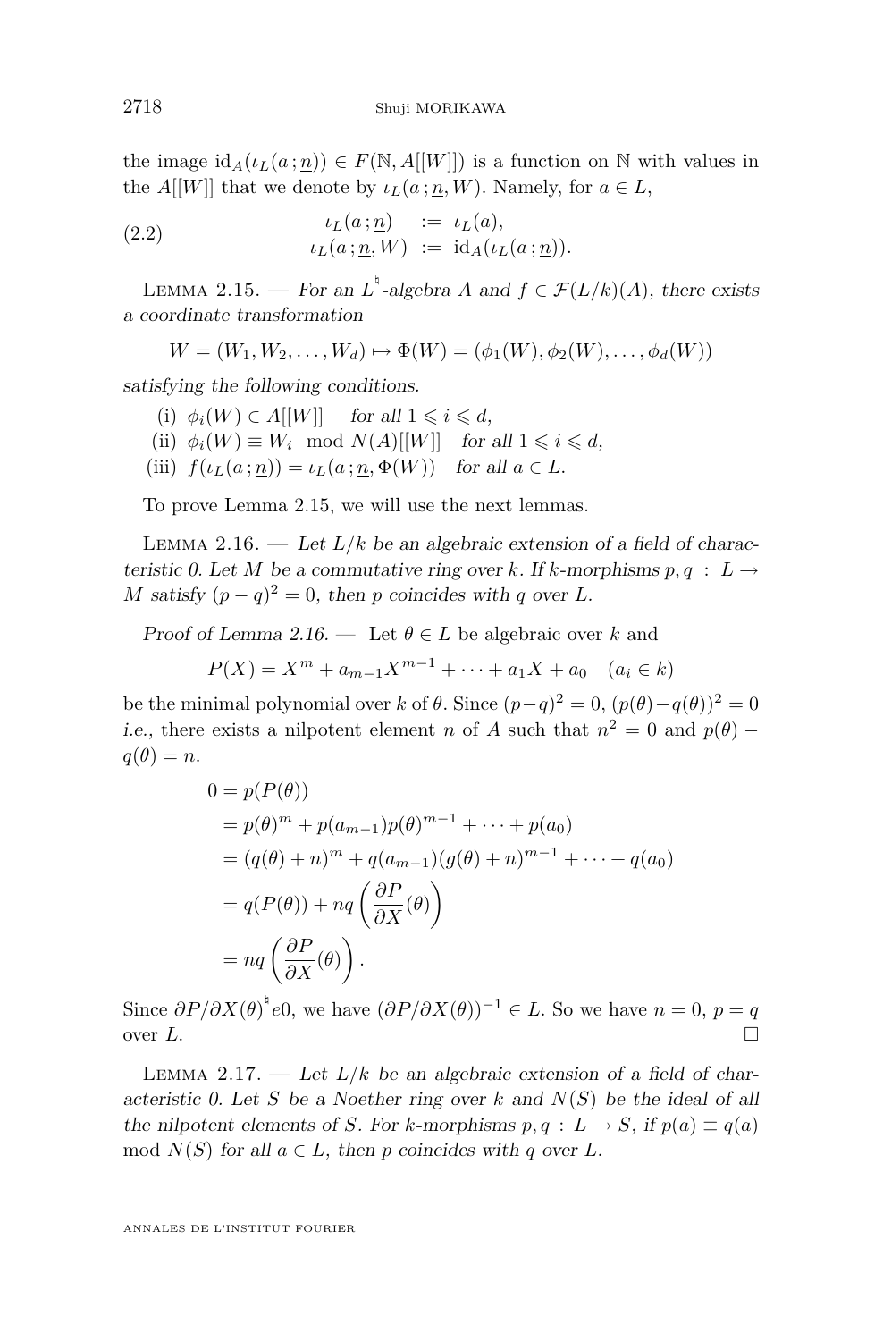the image $\mathrm{id}_A(\iota_L(a\,;\underline{n})) \in F(\mathbb{N}, A[[W]])$ is a function on $\mathbb{N}$ with values in the $A[[W]]$ that we denote by $\iota_L(a\,;\underline{n}, W)$. Namely, for $a \in L$,

$$
\begin{array}{rcl}
\iota_L(a\,;\underline{n}) & := & \iota_L(a), \\
\iota_L(a\,;\underline{n}, W) & := & \mathrm{id}_A(\iota_L(a\,;\underline{n})).
\end{array}
\tag{2.2}
$$

Lemma 2.15. — *For an $L^\natural$-algebra $A$ and $f \in \mathcal{F}(L/k)(A)$, there exists a coordinate transformation*

$$
W = (W_1, W_2, \dots, W_d) \mapsto \Phi(W) = (\phi_1(W), \phi_2(W), \dots, \phi_d(W))
$$

*satisfying the following conditions.*

(i) $\phi_i(W) \in A[[W]]$ *for all* $1 \leqslant i \leqslant d$,

(ii) $\phi_i(W) \equiv W_i \mod N(A)[[W]]$ *for all* $1 \leqslant i \leqslant d$,

(iii) $f(\iota_L(a\,;\underline{n})) = \iota_L(a\,;\underline{n}, \Phi(W))$ *for all* $a \in L$.

To prove Lemma 2.15, we will use the next lemmas.

Lemma 2.16. — *Let $L/k$ be an algebraic extension of a field of characteristic 0. Let $M$ be a commutative ring over $k$. If $k$-morphisms $p, q : L \to M$ satisfy $(p-q)^2 = 0$, then $p$ coincides with $q$ over $L$.*

*Proof of Lemma 2.16.* — Let $\theta \in L$ be algebraic over $k$ and

$$
P(X) = X^m + a_{m-1}X^{m-1} + \cdots + a_1 X + a_0 \quad (a_i \in k)
$$

be the minimal polynomial over $k$ of $\theta$. Since $(p-q)^2 = 0$, $(p(\theta)-q(\theta))^2 = 0$ *i.e.*, there exists a nilpotent element $n$ of $A$ such that $n^2 = 0$ and $p(\theta) - q(\theta) = n$.

$$
\begin{aligned}
0 &= p(P(\theta)) \\
&= p(\theta)^m + p(a_{m-1})p(\theta)^{m-1} + \cdots + p(a_0) \\
&= (q(\theta)+n)^m + q(a_{m-1})(g(\theta)+n)^{m-1} + \cdots + q(a_0) \\
&= q(P(\theta)) + nq\left(\frac{\partial P}{\partial X}(\theta)\right) \\
&= nq\left(\frac{\partial P}{\partial X}(\theta)\right).
\end{aligned}
$$

Since $\partial P/\partial X(\theta)^\natural e0$, we have $(\partial P/\partial X(\theta))^{-1} \in L$. So we have $n = 0$, $p = q$ over $L$. □

Lemma 2.17. — *Let $L/k$ be an algebraic extension of a field of characteristic 0. Let $S$ be a Noether ring over $k$ and $N(S)$ be the ideal of all the nilpotent elements of $S$. For $k$-morphisms $p, q : L \to S$, if $p(a) \equiv q(a)$ mod $N(S)$ for all $a \in L$, then $p$ coincides with $q$ over $L$.*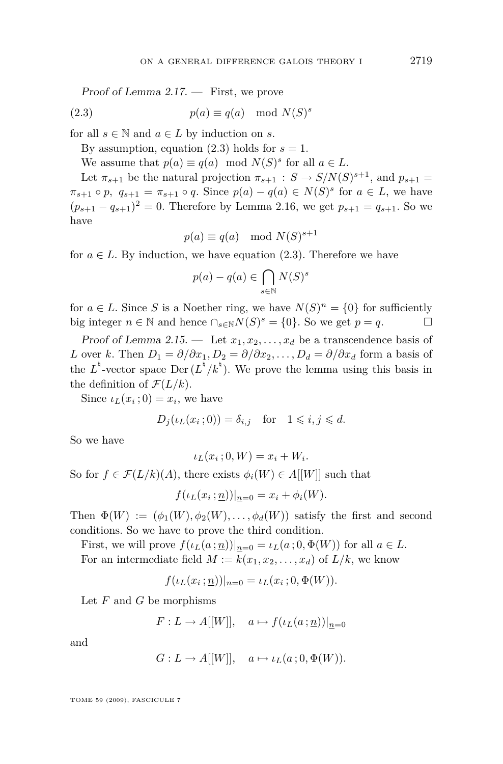*Proof of Lemma 2.17.* — First, we prove

$$p(a) \equiv q(a) \mod N(S)^s \tag{2.3}$$

for all $s \in \mathbb{N}$ and $a \in L$ by induction on $s$.

By assumption, equation (2.3) holds for $s = 1$.

We assume that $p(a) \equiv q(a) \mod N(S)^s$ for all $a \in L$.

Let $\pi_{s+1}$ be the natural projection $\pi_{s+1} : S \to S/N(S)^{s+1}$, and $p_{s+1} = \pi_{s+1} \circ p$, $q_{s+1} = \pi_{s+1} \circ q$. Since $p(a) - q(a) \in N(S)^s$ for $a \in L$, we have $(p_{s+1} - q_{s+1})^2 = 0$. Therefore by Lemma 2.16, we get $p_{s+1} = q_{s+1}$. So we have

$$p(a) \equiv q(a) \mod N(S)^{s+1}$$

for $a \in L$. By induction, we have equation (2.3). Therefore we have

$$p(a) - q(a) \in \bigcap_{s \in \mathbb{N}} N(S)^s$$

for $a \in L$. Since $S$ is a Noether ring, we have $N(S)^n = \{0\}$ for sufficiently big integer $n \in \mathbb{N}$ and hence $\cap_{s \in \mathbb{N}} N(S)^s = \{0\}$. So we get $p = q$. $\square$

*Proof of Lemma 2.15.* — Let $x_1, x_2, \ldots, x_d$ be a transcendence basis of $L$ over $k$. Then $D_1 = \partial/\partial x_1, D_2 = \partial/\partial x_2, \ldots, D_d = \partial/\partial x_d$ form a basis of the $L^\natural$-vector space $\mathrm{Der}\,(L^\natural/k^\natural)$. We prove the lemma using this basis in the definition of $\mathcal{F}(L/k)$.

Since $\iota_L(x_i\,; 0) = x_i$, we have

$$D_j(\iota_L(x_i\,; 0)) = \delta_{i,j} \quad \text{for} \quad 1 \leqslant i, j \leqslant d.$$

So we have

$$\iota_L(x_i\,; 0, W) = x_i + W_i.$$

So for $f \in \mathcal{F}(L/k)(A)$, there exists $\phi_i(W) \in A[[W]]$ such that

$$f(\iota_L(x_i\,; \underline{n}))|_{\underline{n}=0} = x_i + \phi_i(W).$$

Then $\Phi(W) := (\phi_1(W), \phi_2(W), \ldots, \phi_d(W))$ satisfy the first and second conditions. So we have to prove the third condition.

First, we will prove $f(\iota_L(a\,; \underline{n}))|_{\underline{n}=0} = \iota_L(a\,; 0, \Phi(W))$ for all $a \in L$.

For an intermediate field $M := k(x_1, x_2, \ldots, x_d)$ of $L/k$, we know

$$f(\iota_L(x_i\,; \underline{n}))|_{\underline{n}=0} = \iota_L(x_i\,; 0, \Phi(W)).$$

Let $F$ and $G$ be morphisms

$$F : L \to A[[W]], \quad a \mapsto f(\iota_L(a\,; \underline{n}))|_{\underline{n}=0}$$

and

$$G : L \to A[[W]], \quad a \mapsto \iota_L(a\,; 0, \Phi(W)).$$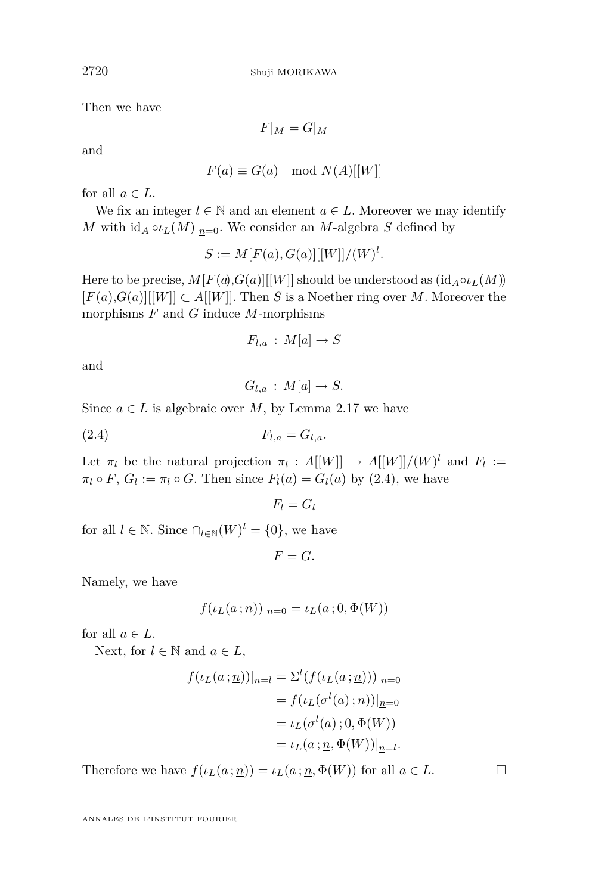Then we have

$$F|_M = G|_M$$

and

$$F(a) \equiv G(a) \mod N(A)[[W]]$$

for all $a \in L$.

We fix an integer $l \in \mathbb{N}$ and an element $a \in L$. Moreover we may identify $M$ with $\mathrm{id}_A \circ \iota_L(M)|_{\underline{n}=0}$. We consider an $M$-algebra $S$ defined by

$$S := M[F(a), G(a)][[W]]/(W)^l.$$

Here to be precise, $M[F(a),G(a)][[W]]$ should be understood as $(\mathrm{id}_A \circ \iota_L(M))[F(a),G(a)][[W]] \subset A[[W]]$. Then $S$ is a Noether ring over $M$. Moreover the morphisms $F$ and $G$ induce $M$-morphisms

$$F_{l,a} : M[a] \to S$$

and

$$G_{l,a} : M[a] \to S.$$

Since $a \in L$ is algebraic over $M$, by Lemma 2.17 we have

$$F_{l,a} = G_{l,a}. \tag{2.4}$$

Let $\pi_l$ be the natural projection $\pi_l : A[[W]] \to A[[W]]/(W)^l$ and $F_l := \pi_l \circ F$, $G_l := \pi_l \circ G$. Then since $F_l(a) = G_l(a)$ by (2.4), we have

$$F_l = G_l$$

for all $l \in \mathbb{N}$. Since $\cap_{l \in \mathbb{N}} (W)^l = \{0\}$, we have

$$F = G.$$

Namely, we have

$$f(\iota_L(a\,;\underline{n}))|_{\underline{n}=0} = \iota_L(a\,; 0, \Phi(W))$$

for all $a \in L$.

Next, for $l \in \mathbb{N}$ and $a \in L$,

$$\begin{aligned} f(\iota_L(a\,;\underline{n}))|_{\underline{n}=l} &= \Sigma^l(f(\iota_L(a\,;\underline{n})))|_{\underline{n}=0} \\ &= f(\iota_L(\sigma^l(a)\,;\underline{n}))|_{\underline{n}=0} \\ &= \iota_L(\sigma^l(a)\,; 0, \Phi(W)) \\ &= \iota_L(a\,;\underline{n}, \Phi(W))|_{\underline{n}=l}. \end{aligned}$$

Therefore we have $f(\iota_L(a\,;\underline{n})) = \iota_L(a\,;\underline{n}, \Phi(W))$ for all $a \in L$. □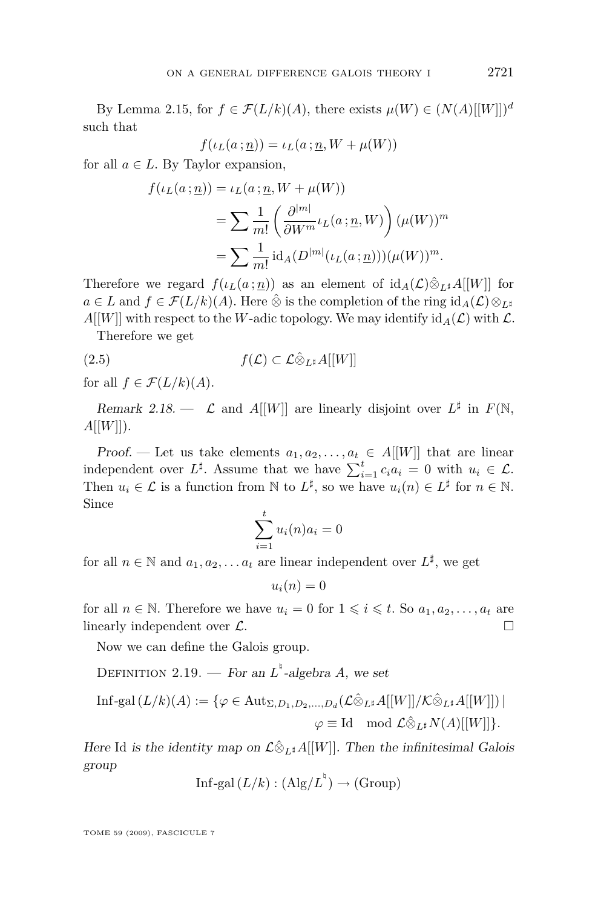By Lemma 2.15, for $f \in \mathcal{F}(L/k)(A)$, there exists $\mu(W) \in (N(A)[[W]])^d$ such that

$$f(\iota_L(a\,;\underline{n})) = \iota_L(a\,;\underline{n}, W + \mu(W))$$

for all $a \in L$. By Taylor expansion,

$$\begin{aligned} f(\iota_L(a\,;\underline{n})) &= \iota_L(a\,;\underline{n}, W + \mu(W)) \\ &= \sum \frac{1}{m!}\left(\frac{\partial^{|m|}}{\partial W^m}\iota_L(a\,;\underline{n}, W)\right)(\mu(W))^m \\ &= \sum \frac{1}{m!}\,\mathrm{id}_A(D^{|m|}(\iota_L(a\,;\underline{n})))(\mu(W))^m. \end{aligned}$$

Therefore we regard $f(\iota_L(a\,;\underline{n}))$ as an element of $\mathrm{id}_A(\mathcal{L})\hat{\otimes}_{L^\sharp}A[[W]]$ for $a \in L$ and $f \in \mathcal{F}(L/k)(A)$. Here $\hat{\otimes}$ is the completion of the ring $\mathrm{id}_A(\mathcal{L})\otimes_{L^\sharp} A[[W]]$ with respect to the $W$-adic topology. We may identify $\mathrm{id}_A(\mathcal{L})$ with $\mathcal{L}$.

Therefore we get

$$f(\mathcal{L}) \subset \mathcal{L}\hat{\otimes}_{L^\sharp}A[[W]] \tag{2.5}$$

for all $f \in \mathcal{F}(L/k)(A)$.

*Remark 2.18.* — $\mathcal{L}$ and $A[[W]]$ are linearly disjoint over $L^\sharp$ in $F(\mathbb{N}, A[[W]])$.

*Proof.* — Let us take elements $a_1, a_2, \dots, a_t \in A[[W]]$ that are linear independent over $L^\sharp$. Assume that we have $\sum_{i=1}^t c_i a_i = 0$ with $u_i \in \mathcal{L}$. Then $u_i \in \mathcal{L}$ is a function from $\mathbb{N}$ to $L^\sharp$, so we have $u_i(n) \in L^\sharp$ for $n \in \mathbb{N}$. Since

$$\sum_{i=1}^t u_i(n)a_i = 0$$

for all $n \in \mathbb{N}$ and $a_1, a_2, \dots a_t$ are linear independent over $L^\sharp$, we get

$$u_i(n) = 0$$

for all $n \in \mathbb{N}$. Therefore we have $u_i = 0$ for $1 \leqslant i \leqslant t$. So $a_1, a_2, \dots, a_t$ are linearly independent over $\mathcal{L}$. □

Now we can define the Galois group.

Definition 2.19. — *For an $L^\natural$-algebra $A$, we set*

$$\begin{aligned} \mathrm{Inf\text{-}gal}\,(L/k)(A) := \{\varphi \in \mathrm{Aut}_{\Sigma, D_1, D_2, \dots, D_d}(\mathcal{L}\hat{\otimes}_{L^\sharp}A[[W]]/\mathcal{K}\hat{\otimes}_{L^\sharp}A[[W]]) \mid \\ \varphi \equiv \mathrm{Id} \mod \mathcal{L}\hat{\otimes}_{L^\sharp}N(A)[[W]]\}. \end{aligned}$$

*Here* Id *is the identity map on $\mathcal{L}\hat{\otimes}_{L^\sharp}A[[W]]$. Then the infinitesimal Galois group*

$$\mathrm{Inf\text{-}gal}\,(L/k) : (\mathrm{Alg}/L^\natural) \to (\mathrm{Group})$$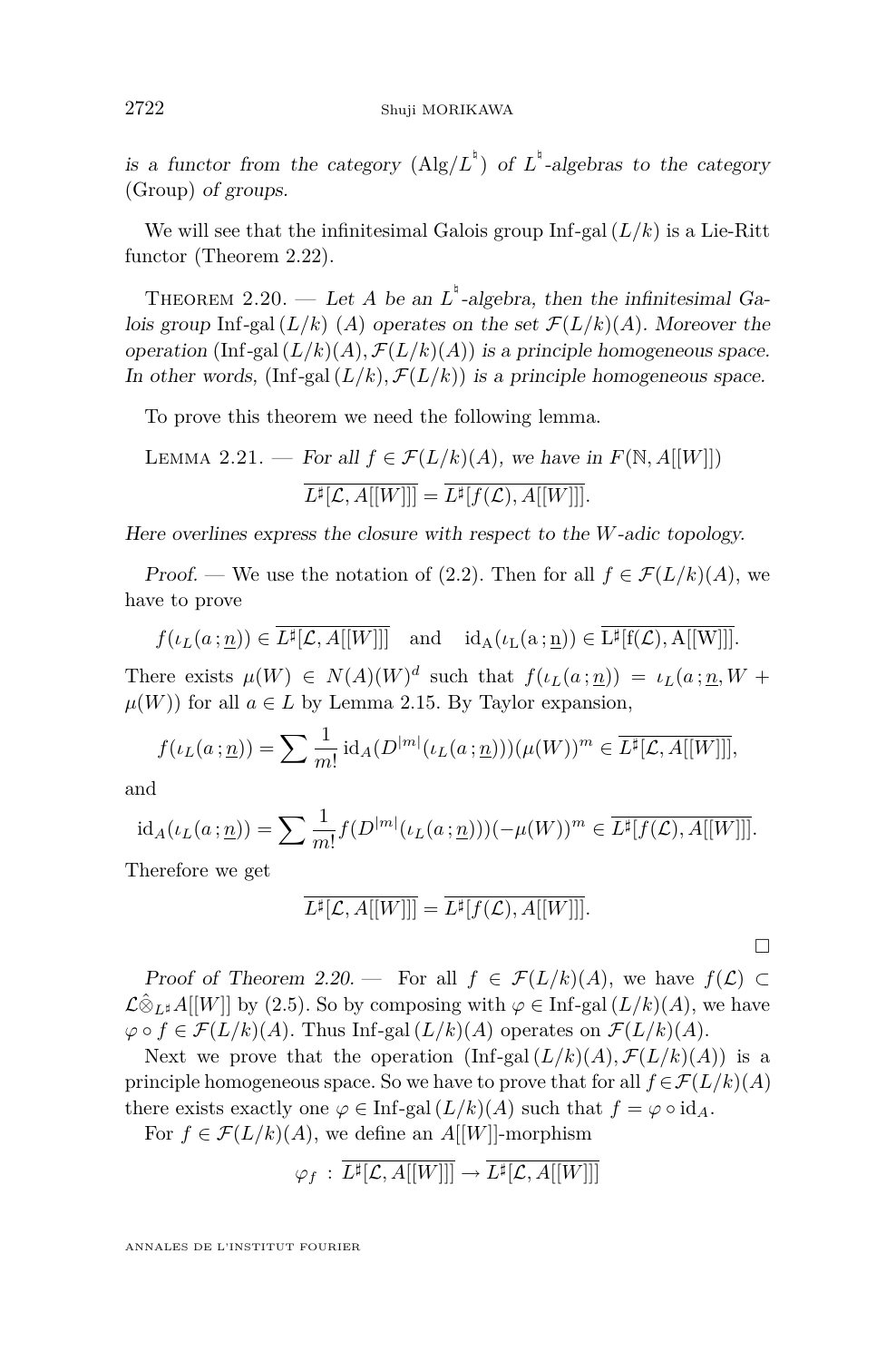*is a functor from the category* $(\mathrm{Alg}/L^{\natural})$ *of* $L^{\natural}$*-algebras to the category* $(\mathrm{Group})$ *of groups.*

We will see that the infinitesimal Galois group $\mathrm{Inf\text{-}gal}\,(L/k)$ is a Lie-Ritt functor (Theorem 2.22).

Theorem 2.20. — *Let $A$ be an $L^{\natural}$-algebra, then the infinitesimal Galois group $\mathrm{Inf\text{-}gal}\,(L/k)\ (A)$ operates on the set $\mathcal{F}(L/k)(A)$. Moreover the operation $(\mathrm{Inf\text{-}gal}\,(L/k)(A), \mathcal{F}(L/k)(A))$ is a principle homogeneous space. In other words, $(\mathrm{Inf\text{-}gal}\,(L/k), \mathcal{F}(L/k))$ is a principle homogeneous space.*

To prove this theorem we need the following lemma.

Lemma 2.21. — *For all $f \in \mathcal{F}(L/k)(A)$, we have in $F(\mathbb{N}, A[[W]])$*

$$\overline{L^{\sharp}[\mathcal{L}, A[[W]]]} = \overline{L^{\sharp}[f(\mathcal{L}), A[[W]]]}.$$

*Here overlines express the closure with respect to the $W$-adic topology.*

*Proof.* — We use the notation of (2.2). Then for all $f \in \mathcal{F}(L/k)(A)$, we have to prove

$$f(\iota_L(a\,;\underline{n})) \in \overline{L^{\sharp}[\mathcal{L}, A[[W]]]} \quad \text{and} \quad \mathrm{id_A}(\iota_L(a\,;\underline{n})) \in \overline{L^{\sharp}[f(\mathcal{L}), A[[W]]]}.$$

There exists $\mu(W) \in N(A)(W)^d$ such that $f(\iota_L(a\,;\underline{n})) = \iota_L(a\,;\underline{n}, W + \mu(W))$ for all $a \in L$ by Lemma 2.15. By Taylor expansion,

$$f(\iota_L(a\,;\underline{n})) = \sum \frac{1}{m!}\,\mathrm{id}_A(D^{|m|}(\iota_L(a\,;\underline{n})))(\mu(W))^m \in \overline{L^{\sharp}[\mathcal{L}, A[[W]]]},$$

and

$$\mathrm{id}_A(\iota_L(a\,;\underline{n})) = \sum \frac{1}{m!} f(D^{|m|}(\iota_L(a\,;\underline{n})))(-\mu(W))^m \in \overline{L^{\sharp}[f(\mathcal{L}), A[[W]]]}.$$

Therefore we get

$$\overline{L^{\sharp}[\mathcal{L}, A[[W]]]} = \overline{L^{\sharp}[f(\mathcal{L}), A[[W]]]}.$$

$\square$

*Proof of Theorem 2.20.* — For all $f \in \mathcal{F}(L/k)(A)$, we have $f(\mathcal{L}) \subset \mathcal{L}\hat{\otimes}_{L^{\sharp}} A[[W]]$ by (2.5). So by composing with $\varphi \in \mathrm{Inf\text{-}gal}\,(L/k)(A)$, we have $\varphi \circ f \in \mathcal{F}(L/k)(A)$. Thus $\mathrm{Inf\text{-}gal}\,(L/k)(A)$ operates on $\mathcal{F}(L/k)(A)$.

Next we prove that the operation $(\mathrm{Inf\text{-}gal}\,(L/k)(A), \mathcal{F}(L/k)(A))$ is a principle homogeneous space. So we have to prove that for all $f \in \mathcal{F}(L/k)(A)$ there exists exactly one $\varphi \in \mathrm{Inf\text{-}gal}\,(L/k)(A)$ such that $f = \varphi \circ \mathrm{id}_A$.

For $f \in \mathcal{F}(L/k)(A)$, we define an $A[[W]]$-morphism

$$\varphi_f\,:\, \overline{L^{\sharp}[\mathcal{L}, A[[W]]]} \to \overline{L^{\sharp}[\mathcal{L}, A[[W]]]}$$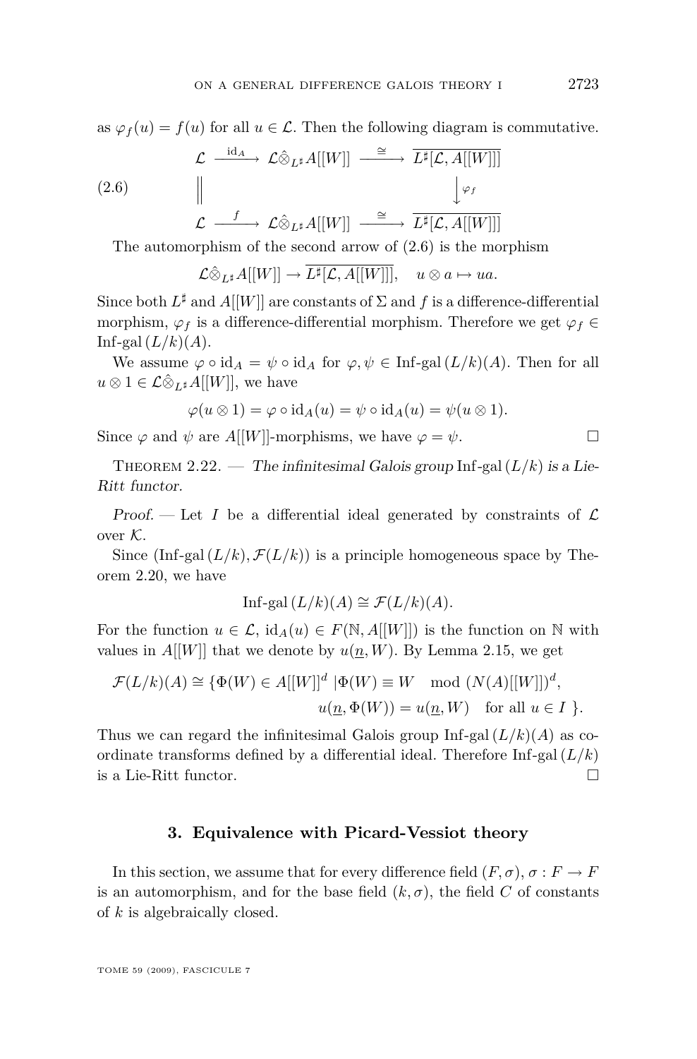as $\varphi_f(u) = f(u)$ for all $u \in \mathcal{L}$. Then the following diagram is commutative.

$$
\begin{array}{ccccc}
\mathcal{L} & \xrightarrow{\ \mathrm{id}_A\ } & \mathcal{L}\hat{\otimes}_{L^\sharp} A[[W]] & \xrightarrow{\ \cong\ } & \overline{L^\sharp[\mathcal{L}, A[[W]]]} \\
\Big\| & & & & \Big\downarrow \varphi_f \\
\mathcal{L} & \xrightarrow{\ f\ } & \mathcal{L}\hat{\otimes}_{L^\sharp} A[[W]] & \xrightarrow{\ \cong\ } & \overline{L^\sharp[\mathcal{L}, A[[W]]]}
\end{array}
\tag{2.6}
$$

The automorphism of the second arrow of (2.6) is the morphism

$$\mathcal{L}\hat{\otimes}_{L^\sharp} A[[W]] \to \overline{L^\sharp[\mathcal{L}, A[[W]]]}, \quad u \otimes a \mapsto ua.$$

Since both $L^\sharp$ and $A[[W]]$ are constants of $\Sigma$ and $f$ is a difference-differential morphism, $\varphi_f$ is a difference-differential morphism. Therefore we get $\varphi_f \in \text{Inf-gal}\,(L/k)(A)$.

We assume $\varphi \circ \mathrm{id}_A = \psi \circ \mathrm{id}_A$ for $\varphi, \psi \in \text{Inf-gal}\,(L/k)(A)$. Then for all $u \otimes 1 \in \mathcal{L}\hat{\otimes}_{L^\sharp} A[[W]]$, we have

$$\varphi(u \otimes 1) = \varphi \circ \mathrm{id}_A(u) = \psi \circ \mathrm{id}_A(u) = \psi(u \otimes 1).$$

Since $\varphi$ and $\psi$ are $A[[W]]$-morphisms, we have $\varphi = \psi$. □

Theorem 2.22. — *The infinitesimal Galois group* $\text{Inf-gal}\,(L/k)$ *is a Lie-Ritt functor.*

*Proof.* — Let $I$ be a differential ideal generated by constraints of $\mathcal{L}$ over $\mathcal{K}$.

Since $(\text{Inf-gal}\,(L/k), \mathcal{F}(L/k))$ is a principle homogeneous space by Theorem 2.20, we have

$$\text{Inf-gal}\,(L/k)(A) \cong \mathcal{F}(L/k)(A).$$

For the function $u \in \mathcal{L}$, $\mathrm{id}_A(u) \in F(\mathbb{N}, A[[W]])$ is the function on $\mathbb{N}$ with values in $A[[W]]$ that we denote by $u(\underline{n}, W)$. By Lemma 2.15, we get

$$
\begin{aligned}
\mathcal{F}(L/k)(A) \cong \{\Phi(W) \in A[[W]]^d \mid &\Phi(W) \equiv W \mod (N(A)[[W]])^d, \\
&u(\underline{n}, \Phi(W)) = u(\underline{n}, W) \quad \text{for all } u \in I\ \}.
\end{aligned}
$$

Thus we can regard the infinitesimal Galois group $\text{Inf-gal}\,(L/k)(A)$ as coordinate transforms defined by a differential ideal. Therefore $\text{Inf-gal}\,(L/k)$ is a Lie-Ritt functor. □

## 3. Equivalence with Picard-Vessiot theory

In this section, we assume that for every difference field $(F, \sigma)$, $\sigma : F \to F$ is an automorphism, and for the base field $(k, \sigma)$, the field $C$ of constants of $k$ is algebraically closed.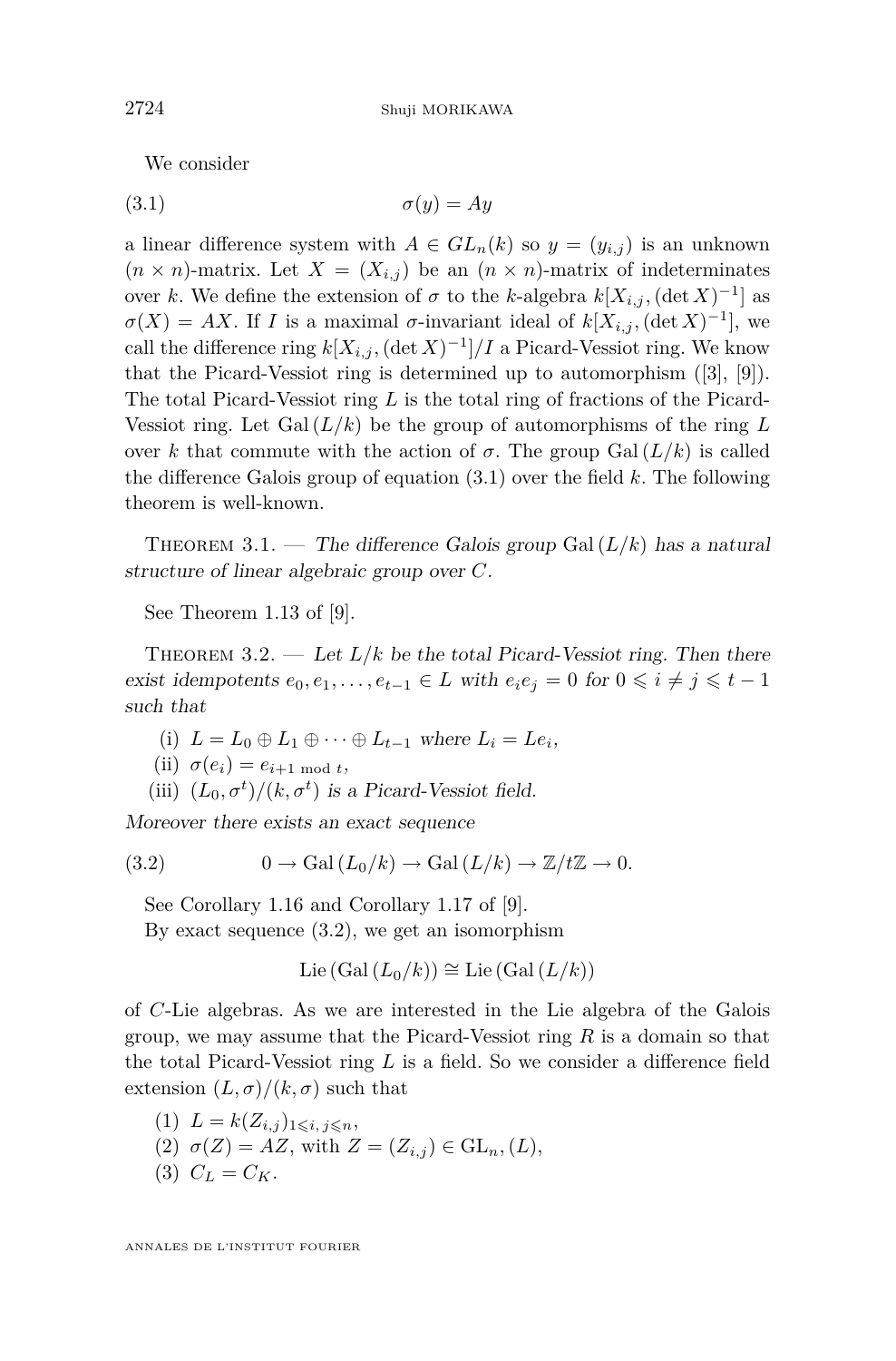We consider

$$\sigma(y) = Ay \tag{3.1}$$

a linear difference system with $A \in GL_n(k)$ so $y = (y_{i,j})$ is an unknown $(n \times n)$-matrix. Let $X = (X_{i,j})$ be an $(n \times n)$-matrix of indeterminates over $k$. We define the extension of $\sigma$ to the $k$-algebra $k[X_{i,j}, (\det X)^{-1}]$ as $\sigma(X) = AX$. If $I$ is a maximal $\sigma$-invariant ideal of $k[X_{i,j}, (\det X)^{-1}]$, we call the difference ring $k[X_{i,j}, (\det X)^{-1}]/I$ a Picard-Vessiot ring. We know that the Picard-Vessiot ring is determined up to automorphism ([3], [9]). The total Picard-Vessiot ring $L$ is the total ring of fractions of the Picard-Vessiot ring. Let $\mathrm{Gal}\,(L/k)$ be the group of automorphisms of the ring $L$ over $k$ that commute with the action of $\sigma$. The group $\mathrm{Gal}\,(L/k)$ is called the difference Galois group of equation (3.1) over the field $k$. The following theorem is well-known.

Theorem 3.1. — *The difference Galois group* $\mathrm{Gal}\,(L/k)$ *has a natural structure of linear algebraic group over* $C$.

See Theorem 1.13 of [9].

Theorem 3.2. — *Let* $L/k$ *be the total Picard-Vessiot ring. Then there exist idempotents* $e_0, e_1, \dots, e_{t-1} \in L$ *with* $e_i e_j = 0$ *for* $0 \leqslant i \neq j \leqslant t-1$ *such that*

(i) $L = L_0 \oplus L_1 \oplus \cdots \oplus L_{t-1}$ *where* $L_i = Le_i$,

(ii) $\sigma(e_i) = e_{i+1 \bmod t}$,

(iii) $(L_0, \sigma^t)/(k, \sigma^t)$ *is a Picard-Vessiot field.*

*Moreover there exists an exact sequence*

$$0 \to \mathrm{Gal}\,(L_0/k) \to \mathrm{Gal}\,(L/k) \to \mathbb{Z}/t\mathbb{Z} \to 0. \tag{3.2}$$

See Corollary 1.16 and Corollary 1.17 of [9].

By exact sequence (3.2), we get an isomorphism

$$\mathrm{Lie}\,(\mathrm{Gal}\,(L_0/k)) \cong \mathrm{Lie}\,(\mathrm{Gal}\,(L/k))$$

of $C$-Lie algebras. As we are interested in the Lie algebra of the Galois group, we may assume that the Picard-Vessiot ring $R$ is a domain so that the total Picard-Vessiot ring $L$ is a field. So we consider a difference field extension $(L, \sigma)/(k, \sigma)$ such that

(1) $L = k(Z_{i,j})_{1 \leqslant i,\, j \leqslant n}$,

(2) $\sigma(Z) = AZ$, with $Z = (Z_{i,j}) \in \mathrm{GL}_n, (L)$,

(3) $C_L = C_K$.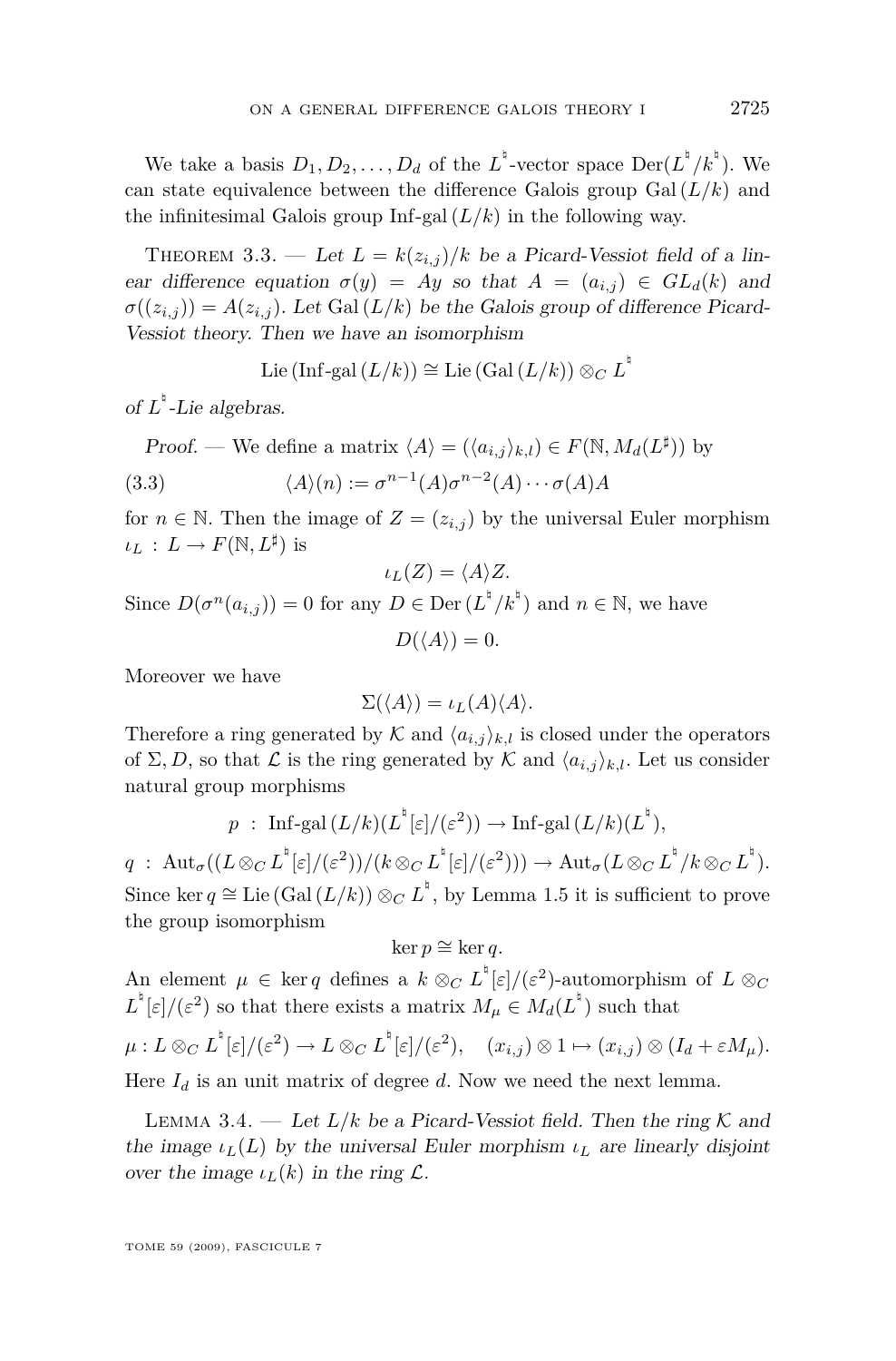We take a basis $D_1, D_2, \ldots, D_d$ of the $L^\natural$-vector space $\mathrm{Der}(L^\natural/k^\natural)$. We can state equivalence between the difference Galois group $\mathrm{Gal}\,(L/k)$ and the infinitesimal Galois group $\mathrm{Inf\text{-}gal}\,(L/k)$ in the following way.

Theorem 3.3. — *Let $L = k(z_{i,j})/k$ be a Picard-Vessiot field of a linear difference equation $\sigma(y) = Ay$ so that $A = (a_{i,j}) \in GL_d(k)$ and $\sigma((z_{i,j})) = A(z_{i,j})$. Let $\mathrm{Gal}\,(L/k)$ be the Galois group of difference Picard-Vessiot theory. Then we have an isomorphism*

$$\mathrm{Lie}\,(\mathrm{Inf\text{-}gal}\,(L/k)) \cong \mathrm{Lie}\,(\mathrm{Gal}\,(L/k)) \otimes_C L^\natural$$

*of $L^\natural$-Lie algebras.*

*Proof.* — We define a matrix $\langle A \rangle = (\langle a_{i,j} \rangle_{k,l}) \in F(\mathbb{N}, M_d(L^\sharp))$ by

$$\langle A \rangle(n) := \sigma^{n-1}(A)\sigma^{n-2}(A) \cdots \sigma(A)A \tag{3.3}$$

for $n \in \mathbb{N}$. Then the image of $Z = (z_{i,j})$ by the universal Euler morphism $\iota_L : L \to F(\mathbb{N}, L^\sharp)$ is

$$\iota_L(Z) = \langle A \rangle Z.$$

Since $D(\sigma^n(a_{i,j})) = 0$ for any $D \in \mathrm{Der}\,(L^\natural/k^\natural)$ and $n \in \mathbb{N}$, we have

$$D(\langle A \rangle) = 0.$$

Moreover we have

$$\Sigma(\langle A \rangle) = \iota_L(A)\langle A \rangle.$$

Therefore a ring generated by $\mathcal{K}$ and $\langle a_{i,j} \rangle_{k,l}$ is closed under the operators of $\Sigma, D$, so that $\mathcal{L}$ is the ring generated by $\mathcal{K}$ and $\langle a_{i,j} \rangle_{k,l}$. Let us consider natural group morphisms

$$p \;:\; \mathrm{Inf\text{-}gal}\,(L/k)(L^\natural[\varepsilon]/(\varepsilon^2)) \to \mathrm{Inf\text{-}gal}\,(L/k)(L^\natural),$$

$$q \;:\; \mathrm{Aut}_\sigma((L \otimes_C L^\natural[\varepsilon]/(\varepsilon^2))/(k \otimes_C L^\natural[\varepsilon]/(\varepsilon^2))) \to \mathrm{Aut}_\sigma(L \otimes_C L^\natural/k \otimes_C L^\natural).$$

Since $\ker q \cong \mathrm{Lie}\,(\mathrm{Gal}\,(L/k)) \otimes_C L^\natural$, by Lemma 1.5 it is sufficient to prove the group isomorphism

$$\ker p \cong \ker q.$$

An element $\mu \in \ker q$ defines a $k \otimes_C L^\natural[\varepsilon]/(\varepsilon^2)$-automorphism of $L \otimes_C L^\natural[\varepsilon]/(\varepsilon^2)$ so that there exists a matrix $M_\mu \in M_d(L^\natural)$ such that

$$\mu : L \otimes_C L^\natural[\varepsilon]/(\varepsilon^2) \to L \otimes_C L^\natural[\varepsilon]/(\varepsilon^2), \quad (x_{i,j}) \otimes 1 \mapsto (x_{i,j}) \otimes (I_d + \varepsilon M_\mu).$$

Here $I_d$ is an unit matrix of degree $d$. Now we need the next lemma.

Lemma 3.4. — *Let $L/k$ be a Picard-Vessiot field. Then the ring $\mathcal{K}$ and the image $\iota_L(L)$ by the universal Euler morphism $\iota_L$ are linearly disjoint over the image $\iota_L(k)$ in the ring $\mathcal{L}$.*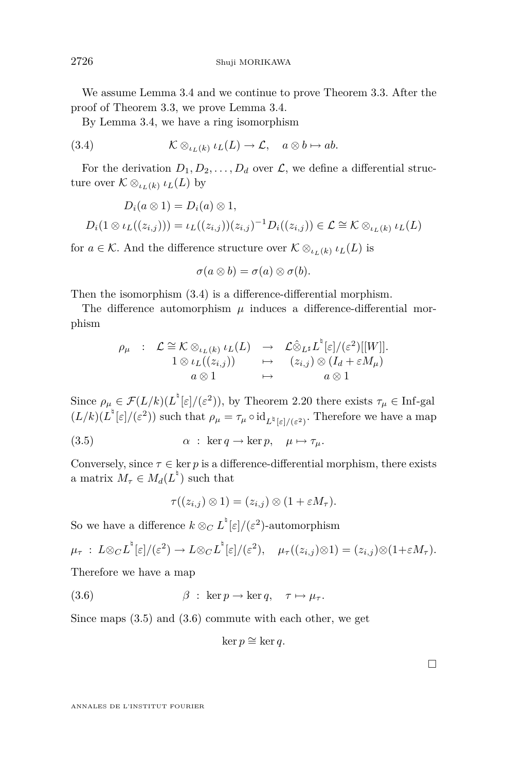We assume Lemma 3.4 and we continue to prove Theorem 3.3. After the proof of Theorem 3.3, we prove Lemma 3.4.

By Lemma 3.4, we have a ring isomorphism

$$\mathcal{K} \otimes_{\iota_L(k)} \iota_L(L) \to \mathcal{L}, \quad a \otimes b \mapsto ab. \tag{3.4}$$

For the derivation $D_1, D_2, \dots, D_d$ over $\mathcal{L}$, we define a differential structure over $\mathcal{K} \otimes_{\iota_L(k)} \iota_L(L)$ by

$$D_i(a \otimes 1) = D_i(a) \otimes 1,$$
$$D_i(1 \otimes \iota_L((z_{i,j}))) = \iota_L((z_{i,j}))(z_{i,j})^{-1} D_i((z_{i,j})) \in \mathcal{L} \cong \mathcal{K} \otimes_{\iota_L(k)} \iota_L(L)$$

for $a \in \mathcal{K}$. And the difference structure over $\mathcal{K} \otimes_{\iota_L(k)} \iota_L(L)$ is

$$\sigma(a \otimes b) = \sigma(a) \otimes \sigma(b).$$

Then the isomorphism (3.4) is a difference-differential morphism.

The difference automorphism $\mu$ induces a difference-differential morphism

$$\begin{array}{cccc} \rho_\mu & : & \mathcal{L} \cong \mathcal{K} \otimes_{\iota_L(k)} \iota_L(L) & \to & \mathcal{L} \hat{\otimes}_{L^\natural} L^\natural[\varepsilon]/(\varepsilon^2)[[W]]. \\ & & 1 \otimes \iota_L((z_{i,j})) & \mapsto & (z_{i,j}) \otimes (I_d + \varepsilon M_\mu) \\ & & a \otimes 1 & \mapsto & a \otimes 1 \end{array}$$

Since $\rho_\mu \in \mathcal{F}(L/k)(L^\natural[\varepsilon]/(\varepsilon^2))$, by Theorem 2.20 there exists $\tau_\mu \in$ Inf-gal $(L/k)(L^\natural[\varepsilon]/(\varepsilon^2))$ such that $\rho_\mu = \tau_\mu \circ \mathrm{id}_{L^\natural[\varepsilon]/(\varepsilon^2)}$. Therefore we have a map

$$\alpha \ : \ \ker q \to \ker p, \quad \mu \mapsto \tau_\mu. \tag{3.5}$$

Conversely, since $\tau \in \ker p$ is a difference-differential morphism, there exists a matrix $M_\tau \in M_d(L^\natural)$ such that

$$\tau((z_{i,j}) \otimes 1) = (z_{i,j}) \otimes (1 + \varepsilon M_\tau).$$

So we have a difference $k \otimes_C L^\natural[\varepsilon]/(\varepsilon^2)$-automorphism

$$\mu_\tau \ : \ L \otimes_C L^\natural[\varepsilon]/(\varepsilon^2) \to L \otimes_C L^\natural[\varepsilon]/(\varepsilon^2), \quad \mu_\tau((z_{i,j}) \otimes 1) = (z_{i,j}) \otimes (1 + \varepsilon M_\tau).$$

Therefore we have a map

$$\beta \ : \ \ker p \to \ker q, \quad \tau \mapsto \mu_\tau. \tag{3.6}$$

Since maps (3.5) and (3.6) commute with each other, we get

$$\ker p \cong \ker q.$$

□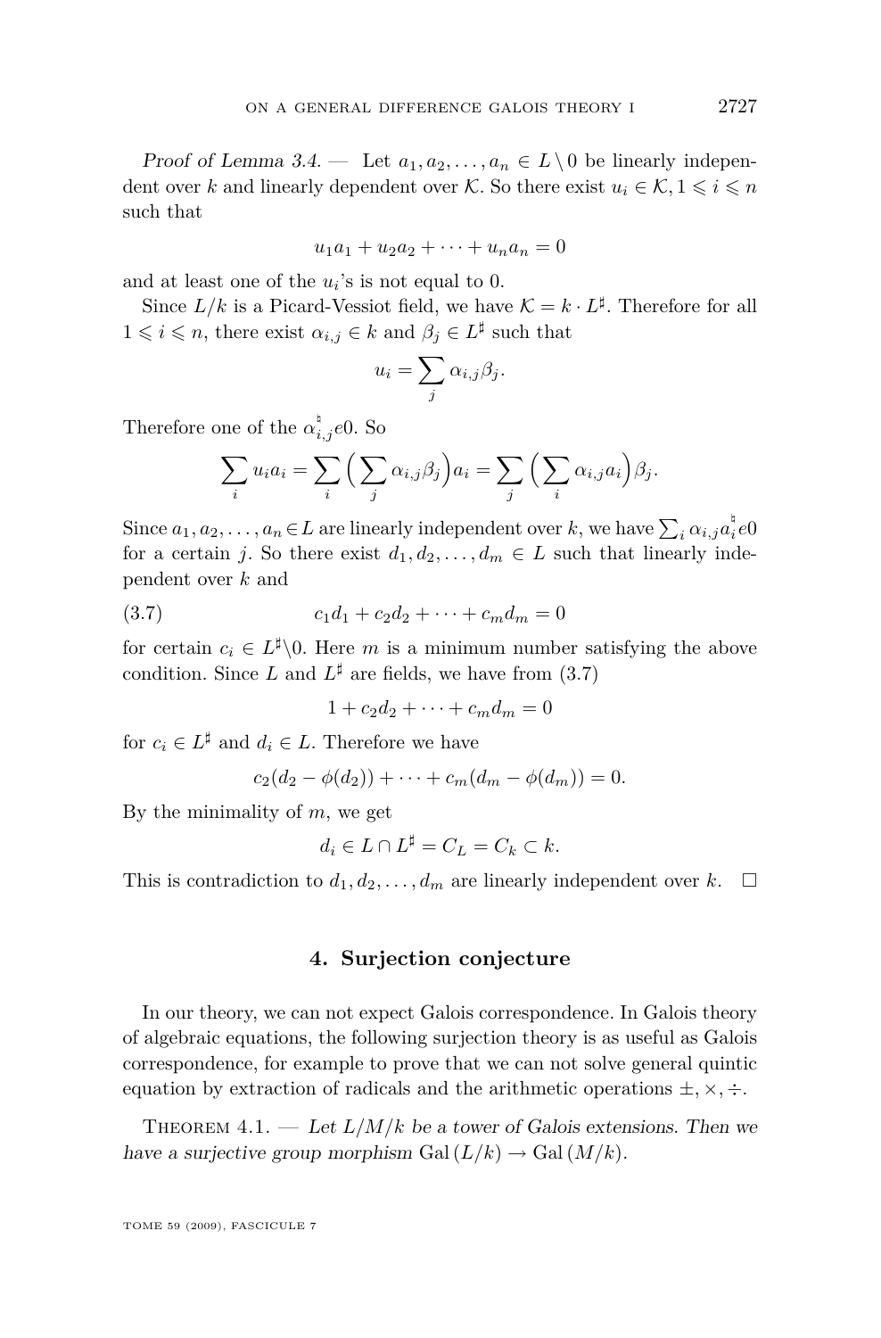*Proof of Lemma 3.4.* — Let $a_1, a_2, \ldots, a_n \in L \setminus 0$ be linearly independent over $k$ and linearly dependent over $\mathcal{K}$. So there exist $u_i \in \mathcal{K}, 1 \leqslant i \leqslant n$ such that

$$u_1 a_1 + u_2 a_2 + \cdots + u_n a_n = 0$$

and at least one of the $u_i$'s is not equal to 0.

Since $L/k$ is a Picard-Vessiot field, we have $\mathcal{K} = k \cdot L^{\sharp}$. Therefore for all $1 \leqslant i \leqslant n$, there exist $\alpha_{i,j} \in k$ and $\beta_j \in L^{\sharp}$ such that

$$u_i = \sum_j \alpha_{i,j} \beta_j.$$

Therefore one of the $\alpha_{i,j}^{\natural} e 0$. So

$$\sum_i u_i a_i = \sum_i \Big( \sum_j \alpha_{i,j} \beta_j \Big) a_i = \sum_j \Big( \sum_i \alpha_{i,j} a_i \Big) \beta_j.$$

Since $a_1, a_2, \ldots, a_n \in L$ are linearly independent over $k$, we have $\sum_i \alpha_{i,j} a_i^{\natural} e 0$ for a certain $j$. So there exist $d_1, d_2, \ldots, d_m \in L$ such that linearly independent over $k$ and

$$c_1 d_1 + c_2 d_2 + \cdots + c_m d_m = 0 \tag{3.7}$$

for certain $c_i \in L^{\sharp} \setminus 0$. Here $m$ is a minimum number satisfying the above condition. Since $L$ and $L^{\sharp}$ are fields, we have from (3.7)

$$1 + c_2 d_2 + \cdots + c_m d_m = 0$$

for $c_i \in L^{\sharp}$ and $d_i \in L$. Therefore we have

$$c_2(d_2 - \phi(d_2)) + \cdots + c_m(d_m - \phi(d_m)) = 0.$$

By the minimality of $m$, we get

$$d_i \in L \cap L^{\sharp} = C_L = C_k \subset k.$$

This is contradiction to $d_1, d_2, \ldots, d_m$ are linearly independent over $k$. $\square$

## 4. Surjection conjecture

In our theory, we can not expect Galois correspondence. In Galois theory of algebraic equations, the following surjection theory is as useful as Galois correspondence, for example to prove that we can not solve general quintic equation by extraction of radicals and the arithmetic operations $\pm, \times, \div$.

THEOREM 4.1. — *Let $L/M/k$ be a tower of Galois extensions. Then we have a surjective group morphism* $\mathrm{Gal}\,(L/k) \to \mathrm{Gal}\,(M/k)$.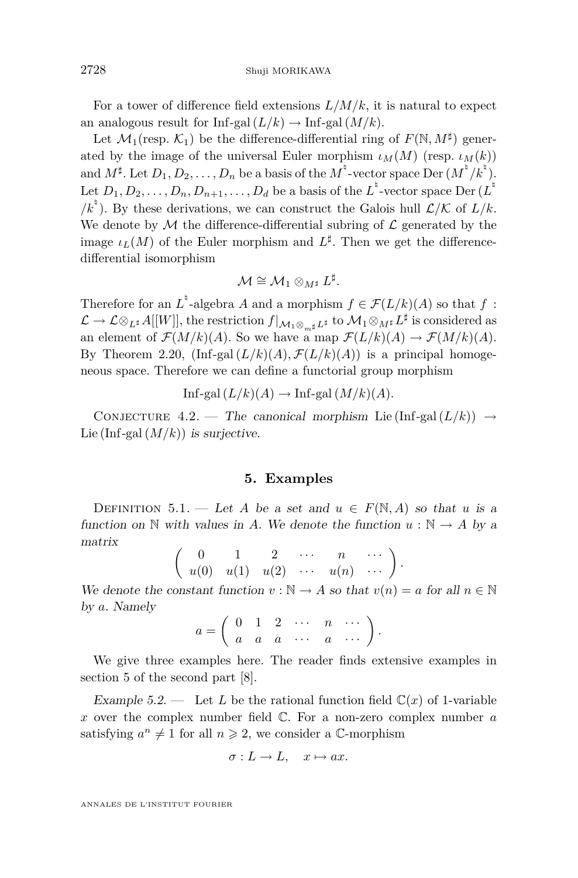For a tower of difference field extensions $L/M/k$, it is natural to expect an analogous result for $\text{Inf-gal}\,(L/k) \to \text{Inf-gal}\,(M/k)$.

Let $\mathcal{M}_1$(resp. $\mathcal{K}_1$) be the difference-differential ring of $F(\mathbb{N}, M^\sharp)$ generated by the image of the universal Euler morphism $\iota_M(M)$ (resp. $\iota_M(k)$) and $M^\sharp$. Let $D_1, D_2, \ldots, D_n$ be a basis of the $M^\natural$-vector space $\text{Der}\,(M^\natural/k^\natural)$. Let $D_1, D_2, \ldots, D_n, D_{n+1}, \ldots, D_d$ be a basis of the $L^\natural$-vector space $\text{Der}\,(L^\natural/k^\natural)$. By these derivations, we can construct the Galois hull $\mathcal{L}/\mathcal{K}$ of $L/k$. We denote by $\mathcal{M}$ the difference-differential subring of $\mathcal{L}$ generated by the image $\iota_L(M)$ of the Euler morphism and $L^\sharp$. Then we get the difference-differential isomorphism

$$\mathcal{M} \cong \mathcal{M}_1 \otimes_{M^\sharp} L^\sharp.$$

Therefore for an $L^\natural$-algebra $A$ and a morphism $f \in \mathcal{F}(L/k)(A)$ so that $f : \mathcal{L} \to \mathcal{L}\otimes_{L^\sharp} A[[W]]$, the restriction $f|_{\mathcal{M}_1\otimes_{m^\sharp} L^\sharp}$ to $\mathcal{M}_1 \otimes_{M^\sharp} L^\sharp$ is considered as an element of $\mathcal{F}(M/k)(A)$. So we have a map $\mathcal{F}(L/k)(A) \to \mathcal{F}(M/k)(A)$. By Theorem 2.20, $(\text{Inf-gal}\,(L/k)(A), \mathcal{F}(L/k)(A))$ is a principal homogeneous space. Therefore we can define a functorial group morphism

$$\text{Inf-gal}\,(L/k)(A) \to \text{Inf-gal}\,(M/k)(A).$$

Conjecture 4.2. — *The canonical morphism* $\text{Lie}\,(\text{Inf-gal}\,(L/k)) \to \text{Lie}\,(\text{Inf-gal}\,(M/k))$ *is surjective.*

## 5. Examples

Definition 5.1. — *Let $A$ be a set and $u \in F(\mathbb{N}, A)$ so that $u$ is a function on $\mathbb{N}$ with values in $A$. We denote the function $u : \mathbb{N} \to A$ by a matrix*

$$\begin{pmatrix} 0 & 1 & 2 & \cdots & n & \cdots \\ u(0) & u(1) & u(2) & \cdots & u(n) & \cdots \end{pmatrix}.$$

*We denote the constant function $v : \mathbb{N} \to A$ so that $v(n) = a$ for all $n \in \mathbb{N}$ by $a$. Namely*

$$a = \begin{pmatrix} 0 & 1 & 2 & \cdots & n & \cdots \\ a & a & a & \cdots & a & \cdots \end{pmatrix}.$$

We give three examples here. The reader finds extensive examples in section 5 of the second part [8].

*Example 5.2.* — Let $L$ be the rational function field $\mathbb{C}(x)$ of 1-variable $x$ over the complex number field $\mathbb{C}$. For a non-zero complex number $a$ satisfying $a^n \neq 1$ for all $n \geqslant 2$, we consider a $\mathbb{C}$-morphism

$$\sigma : L \to L, \quad x \mapsto ax.$$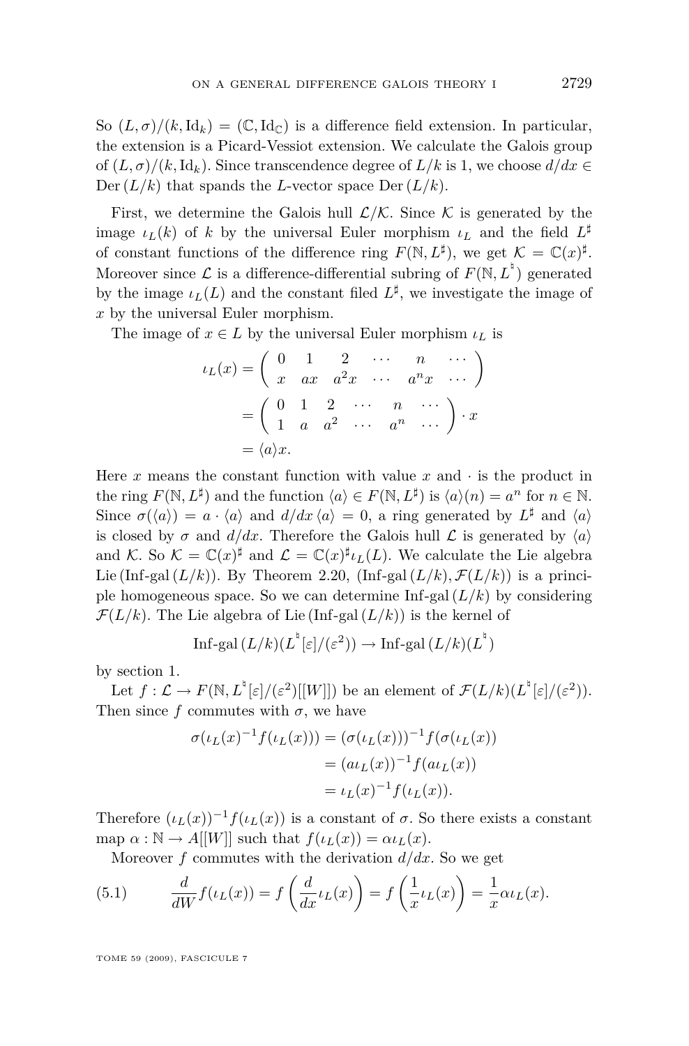So $(L, \sigma)/(k, \mathrm{Id}_k) = (\mathbb{C}, \mathrm{Id}_{\mathbb{C}})$ is a difference field extension. In particular, the extension is a Picard-Vessiot extension. We calculate the Galois group of $(L, \sigma)/(k, \mathrm{Id}_k)$. Since transcendence degree of $L/k$ is 1, we choose $d/dx \in \mathrm{Der}\,(L/k)$ that spands the $L$-vector space $\mathrm{Der}\,(L/k)$.

First, we determine the Galois hull $\mathcal{L}/\mathcal{K}$. Since $\mathcal{K}$ is generated by the image $\iota_L(k)$ of $k$ by the universal Euler morphism $\iota_L$ and the field $L^\sharp$ of constant functions of the difference ring $F(\mathbb{N}, L^\sharp)$, we get $\mathcal{K} = \mathbb{C}(x)^\sharp$. Moreover since $\mathcal{L}$ is a difference-differential subring of $F(\mathbb{N}, L^\natural)$ generated by the image $\iota_L(L)$ and the constant filed $L^\sharp$, we investigate the image of $x$ by the universal Euler morphism.

The image of $x \in L$ by the universal Euler morphism $\iota_L$ is

$$
\begin{aligned}
\iota_L(x) &= \begin{pmatrix} 0 & 1 & 2 & \cdots & n & \cdots \\ x & ax & a^2x & \cdots & a^n x & \cdots \end{pmatrix} \\
&= \begin{pmatrix} 0 & 1 & 2 & \cdots & n & \cdots \\ 1 & a & a^2 & \cdots & a^n & \cdots \end{pmatrix} \cdot x \\
&= \langle a \rangle x.
\end{aligned}
$$

Here $x$ means the constant function with value $x$ and $\cdot$ is the product in the ring $F(\mathbb{N}, L^\sharp)$ and the function $\langle a \rangle \in F(\mathbb{N}, L^\sharp)$ is $\langle a \rangle(n) = a^n$ for $n \in \mathbb{N}$. Since $\sigma(\langle a \rangle) = a \cdot \langle a \rangle$ and $d/dx\,\langle a \rangle = 0$, a ring generated by $L^\sharp$ and $\langle a \rangle$ is closed by $\sigma$ and $d/dx$. Therefore the Galois hull $\mathcal{L}$ is generated by $\langle a \rangle$ and $\mathcal{K}$. So $\mathcal{K} = \mathbb{C}(x)^\sharp$ and $\mathcal{L} = \mathbb{C}(x)^\sharp \iota_L(L)$. We calculate the Lie algebra $\mathrm{Lie}\,(\text{Inf-gal}\,(L/k))$. By Theorem 2.20, $(\text{Inf-gal}\,(L/k), \mathcal{F}(L/k))$ is a principle homogeneous space. So we can determine $\text{Inf-gal}\,(L/k)$ by considering $\mathcal{F}(L/k)$. The Lie algebra of $\mathrm{Lie}\,(\text{Inf-gal}\,(L/k))$ is the kernel of

$$
\text{Inf-gal}\,(L/k)(L^\natural[\varepsilon]/(\varepsilon^2)) \to \text{Inf-gal}\,(L/k)(L^\natural)
$$

by section 1.

Let $f : \mathcal{L} \to F(\mathbb{N}, L^\natural[\varepsilon]/(\varepsilon^2)[[W]])$ be an element of $\mathcal{F}(L/k)(L^\natural[\varepsilon]/(\varepsilon^2))$. Then since $f$ commutes with $\sigma$, we have

$$
\begin{aligned}
\sigma(\iota_L(x)^{-1} f(\iota_L(x))) &= (\sigma(\iota_L(x)))^{-1} f(\sigma(\iota_L(x)) \\
&= (a\iota_L(x))^{-1} f(a\iota_L(x)) \\
&= \iota_L(x)^{-1} f(\iota_L(x)).
\end{aligned}
$$

Therefore $(\iota_L(x))^{-1} f(\iota_L(x))$ is a constant of $\sigma$. So there exists a constant map $\alpha : \mathbb{N} \to A[[W]]$ such that $f(\iota_L(x)) = \alpha \iota_L(x)$.

Moreover $f$ commutes with the derivation $d/dx$. So we get

$$
\frac{d}{dW} f(\iota_L(x)) = f\left(\frac{d}{dx}\iota_L(x)\right) = f\left(\frac{1}{x}\iota_L(x)\right) = \frac{1}{x}\alpha \iota_L(x). \tag{5.1}
$$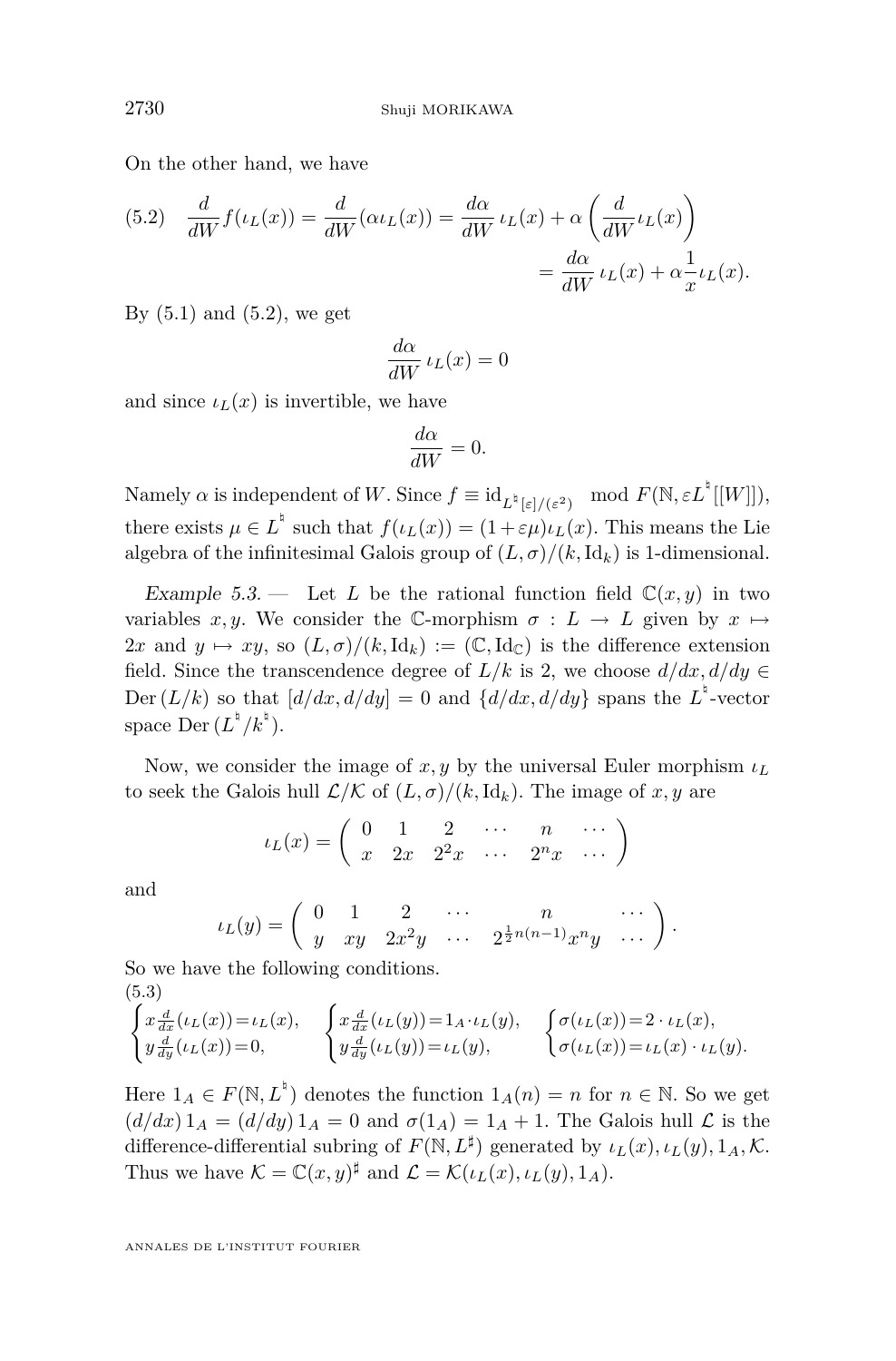On the other hand, we have

$$\frac{d}{dW}f(\iota_L(x)) = \frac{d}{dW}(\alpha\iota_L(x)) = \frac{d\alpha}{dW}\,\iota_L(x) + \alpha\left(\frac{d}{dW}\iota_L(x)\right) = \frac{d\alpha}{dW}\,\iota_L(x) + \alpha\frac{1}{x}\iota_L(x). \tag{5.2}$$

By (5.1) and (5.2), we get

$$\frac{d\alpha}{dW}\,\iota_L(x) = 0$$

and since $\iota_L(x)$ is invertible, we have

$$\frac{d\alpha}{dW} = 0.$$

Namely $\alpha$ is independent of $W$. Since $f \equiv \mathrm{id}_{L^\natural[\varepsilon]/(\varepsilon^2)} \mod F(\mathbb{N}, \varepsilon L^\natural[[W]])$, there exists $\mu \in L^\natural$ such that $f(\iota_L(x)) = (1+\varepsilon\mu)\iota_L(x)$. This means the Lie algebra of the infinitesimal Galois group of $(L,\sigma)/(k,\mathrm{Id}_k)$ is 1-dimensional.

*Example 5.3.* — Let $L$ be the rational function field $\mathbb{C}(x,y)$ in two variables $x,y$. We consider the $\mathbb{C}$-morphism $\sigma : L \to L$ given by $x \mapsto 2x$ and $y \mapsto xy$, so $(L,\sigma)/(k,\mathrm{Id}_k) := (\mathbb{C},\mathrm{Id}_\mathbb{C})$ is the difference extension field. Since the transcendence degree of $L/k$ is 2, we choose $d/dx, d/dy \in \mathrm{Der}(L/k)$ so that $[d/dx, d/dy] = 0$ and $\{d/dx, d/dy\}$ spans the $L^\natural$-vector space $\mathrm{Der}(L^\natural/k^\natural)$.

Now, we consider the image of $x,y$ by the universal Euler morphism $\iota_L$ to seek the Galois hull $\mathcal{L}/\mathcal{K}$ of $(L,\sigma)/(k,\mathrm{Id}_k)$. The image of $x,y$ are

$$\iota_L(x) = \begin{pmatrix} 0 & 1 & 2 & \cdots & n & \cdots \\ x & 2x & 2^2x & \cdots & 2^n x & \cdots \end{pmatrix}$$

and

$$\iota_L(y) = \begin{pmatrix} 0 & 1 & 2 & \cdots & n & \cdots \\ y & xy & 2x^2y & \cdots & 2^{\frac{1}{2}n(n-1)}x^n y & \cdots \end{pmatrix}.$$

So we have the following conditions.

$$\begin{cases} x\frac{d}{dx}(\iota_L(x)) = \iota_L(x), \\ y\frac{d}{dy}(\iota_L(x)) = 0, \end{cases} \quad \begin{cases} x\frac{d}{dx}(\iota_L(y)) = 1_A\cdot\iota_L(y), \\ y\frac{d}{dy}(\iota_L(y)) = \iota_L(y), \end{cases} \quad \begin{cases} \sigma(\iota_L(x)) = 2\cdot\iota_L(x), \\ \sigma(\iota_L(x)) = \iota_L(x)\cdot\iota_L(y). \end{cases} \tag{5.3}$$

Here $1_A \in F(\mathbb{N}, L^\natural)$ denotes the function $1_A(n) = n$ for $n \in \mathbb{N}$. So we get $(d/dx)\,1_A = (d/dy)\,1_A = 0$ and $\sigma(1_A) = 1_A + 1$. The Galois hull $\mathcal{L}$ is the difference-differential subring of $F(\mathbb{N}, L^\sharp)$ generated by $\iota_L(x), \iota_L(y), 1_A, \mathcal{K}$. Thus we have $\mathcal{K} = \mathbb{C}(x,y)^\sharp$ and $\mathcal{L} = \mathcal{K}(\iota_L(x), \iota_L(y), 1_A)$.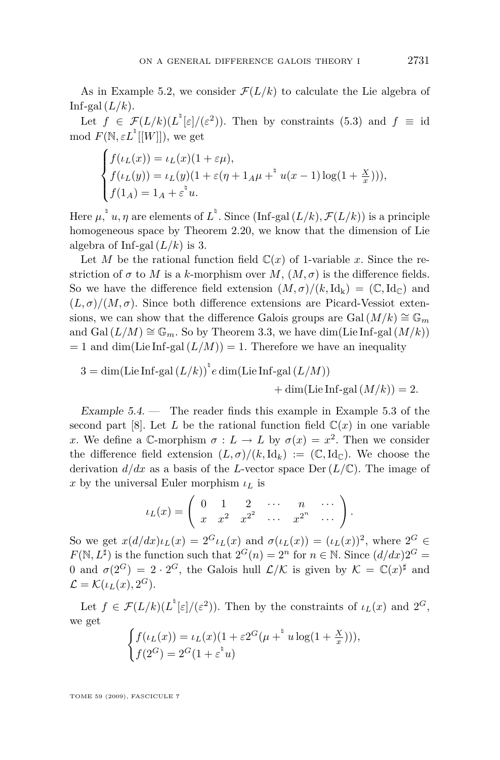As in Example 5.2, we consider $\mathcal{F}(L/k)$ to calculate the Lie algebra of Inf-gal $(L/k)$.

Let $f \in \mathcal{F}(L/k)(L^\natural[\varepsilon]/(\varepsilon^2))$. Then by constraints (5.3) and $f \equiv \text{id} \mod F(\mathbb{N}, \varepsilon L^\natural[[W]])$, we get

$$\begin{cases} f(\iota_L(x)) = \iota_L(x)(1+\varepsilon\mu), \\ f(\iota_L(y)) = \iota_L(y)(1+\varepsilon(\eta + 1_A\mu +^\natural u(x-1)\log(1+\frac{X}{x}))), \\ f(1_A) = 1_A + \varepsilon^\natural u. \end{cases}$$

Here $\mu, ^\natural u, \eta$ are elements of $L^\natural$. Since (Inf-gal $(L/k), \mathcal{F}(L/k)$) is a principle homogeneous space by Theorem 2.20, we know that the dimension of Lie algebra of Inf-gal $(L/k)$ is 3.

Let $M$ be the rational function field $\mathbb{C}(x)$ of 1-variable $x$. Since the restriction of $\sigma$ to $M$ is a $k$-morphism over $M$, $(M, \sigma)$ is the difference fields. So we have the difference field extension $(M,\sigma)/(k, \mathrm{Id_k}) = (\mathbb{C}, \mathrm{Id}_\mathbb{C})$ and $(L,\sigma)/(M,\sigma)$. Since both difference extensions are Picard-Vessiot extensions, we can show that the difference Galois groups are Gal $(M/k) \cong \mathbb{G}_m$ and Gal $(L/M) \cong \mathbb{G}_m$. So by Theorem 3.3, we have dim(Lie Inf-gal $(M/k)$) $= 1$ and dim(Lie Inf-gal $(L/M)$) $= 1$. Therefore we have an inequality

$$3 = \dim(\text{Lie Inf-gal}\,(L/k))^\natural e \dim(\text{Lie Inf-gal}\,(L/M)) + \dim(\text{Lie Inf-gal}\,(M/k)) = 2.$$

*Example 5.4.* — The reader finds this example in Example 5.3 of the second part [8]. Let $L$ be the rational function field $\mathbb{C}(x)$ in one variable $x$. We define a $\mathbb{C}$-morphism $\sigma : L \to L$ by $\sigma(x) = x^2$. Then we consider the difference field extension $(L,\sigma)/(k, \mathrm{Id}_k) := (\mathbb{C}, \mathrm{Id}_\mathbb{C})$. We choose the derivation $d/dx$ as a basis of the $L$-vector space Der $(L/\mathbb{C})$. The image of $x$ by the universal Euler morphism $\iota_L$ is

$$\iota_L(x) = \begin{pmatrix} 0 & 1 & 2 & \cdots & n & \cdots \\ x & x^2 & x^{2^2} & \cdots & x^{2^n} & \cdots \end{pmatrix}.$$

So we get $x(d/dx)\iota_L(x) = 2^G \iota_L(x)$ and $\sigma(\iota_L(x)) = (\iota_L(x))^2$, where $2^G \in F(\mathbb{N}, L^\sharp)$ is the function such that $2^G(n) = 2^n$ for $n \in \mathbb{N}$. Since $(d/dx)2^G = 0$ and $\sigma(2^G) = 2 \cdot 2^G$, the Galois hull $\mathcal{L}/\mathcal{K}$ is given by $\mathcal{K} = \mathbb{C}(x)^\sharp$ and $\mathcal{L} = \mathcal{K}(\iota_L(x), 2^G)$.

Let $f \in \mathcal{F}(L/k)(L^\natural[\varepsilon]/(\varepsilon^2))$. Then by the constraints of $\iota_L(x)$ and $2^G$, we get

$$\begin{cases} f(\iota_L(x)) = \iota_L(x)(1 + \varepsilon 2^G(\mu +^\natural u \log(1+\frac{X}{x}))), \\ f(2^G) = 2^G(1+\varepsilon^\natural u) \end{cases}$$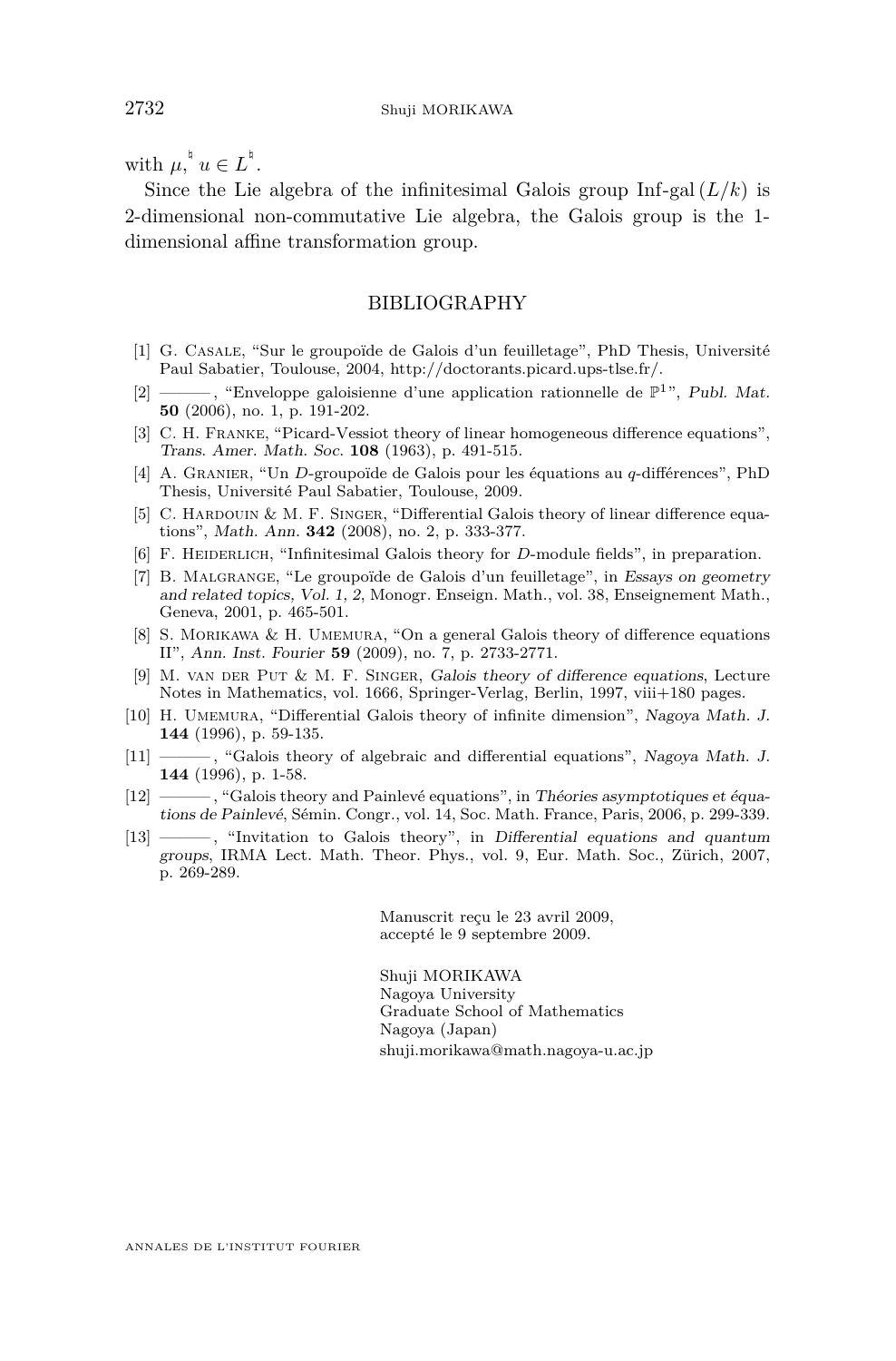with $\mu, {}^{\natural} u \in L^{\natural}$.

Since the Lie algebra of the infinitesimal Galois group $\text{Inf-gal}\,(L/k)$ is 2-dimensional non-commutative Lie algebra, the Galois group is the 1-dimensional affine transformation group.

## BIBLIOGRAPHY

[1] G. Casale, "Sur le groupoïde de Galois d'un feuilletage", PhD Thesis, Université Paul Sabatier, Toulouse, 2004, http://doctorants.picard.ups-tlse.fr/.

[2] ———, "Enveloppe galoisienne d'une application rationnelle de $\mathbb{P}^1$", *Publ. Mat.* **50** (2006), no. 1, p. 191-202.

[3] C. H. Franke, "Picard-Vessiot theory of linear homogeneous difference equations", *Trans. Amer. Math. Soc.* **108** (1963), p. 491-515.

[4] A. Granier, "Un $D$-groupoïde de Galois pour les équations au $q$-différences", PhD Thesis, Université Paul Sabatier, Toulouse, 2009.

[5] C. Hardouin & M. F. Singer, "Differential Galois theory of linear difference equations", *Math. Ann.* **342** (2008), no. 2, p. 333-377.

[6] F. Heiderlich, "Infinitesimal Galois theory for $D$-module fields", in preparation.

[7] B. Malgrange, "Le groupoïde de Galois d'un feuilletage", in *Essays on geometry and related topics, Vol. 1, 2*, Monogr. Enseign. Math., vol. 38, Enseignement Math., Geneva, 2001, p. 465-501.

[8] S. Morikawa & H. Umemura, "On a general Galois theory of difference equations II", *Ann. Inst. Fourier* **59** (2009), no. 7, p. 2733-2771.

[9] M. van der Put & M. F. Singer, *Galois theory of difference equations*, Lecture Notes in Mathematics, vol. 1666, Springer-Verlag, Berlin, 1997, viii+180 pages.

[10] H. Umemura, "Differential Galois theory of infinite dimension", *Nagoya Math. J.* **144** (1996), p. 59-135.

[11] ———, "Galois theory of algebraic and differential equations", *Nagoya Math. J.* **144** (1996), p. 1-58.

[12] ———, "Galois theory and Painlevé equations", in *Théories asymptotiques et équations de Painlevé*, Sémin. Congr., vol. 14, Soc. Math. France, Paris, 2006, p. 299-339.

[13] ———, "Invitation to Galois theory", in *Differential equations and quantum groups*, IRMA Lect. Math. Theor. Phys., vol. 9, Eur. Math. Soc., Zürich, 2007, p. 269-289.

Manuscrit reçu le 23 avril 2009,
accepté le 9 septembre 2009.

Shuji MORIKAWA
Nagoya University
Graduate School of Mathematics
Nagoya (Japan)
shuji.morikawa@math.nagoya-u.ac.jp